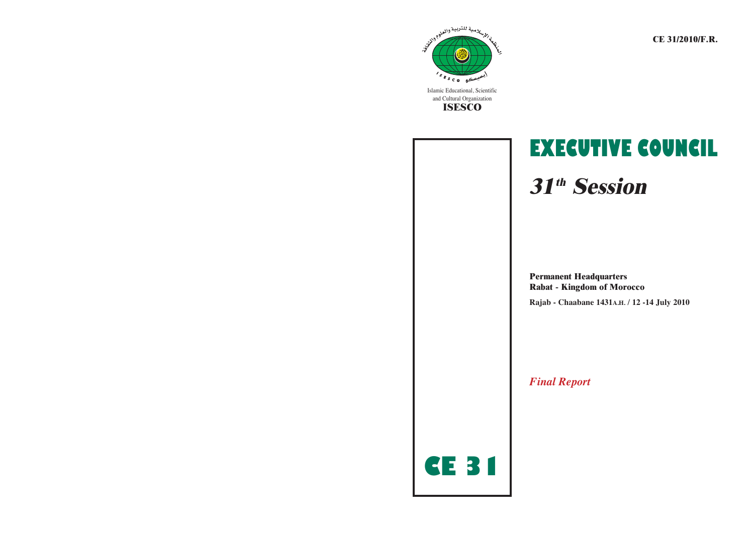CE 31/2010/F.R.

المنظمة الإسلامية للتربية والعلوم والثقافة

إيسيسكو ISESCO

Islamic Educational, Scientific and Cultural Organization

**ISESCO**

# EXECUTIVE COUNCIL

## *31th Session*

**Permanent Headquarters**
**Rabat - Kingdom of Morocco**

**Rajab - Chaabane 1431A.H. / 12 -14 July 2010**

*Final Report*

**CE 31**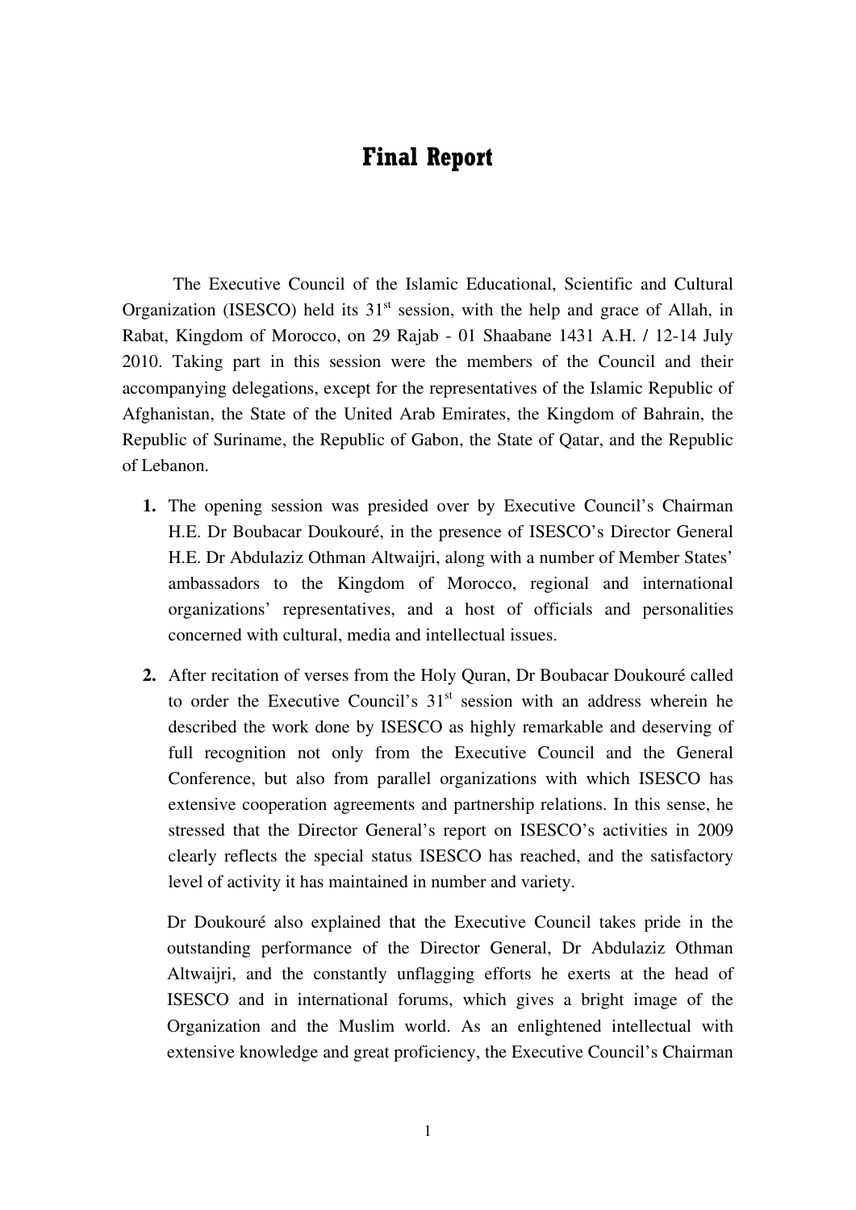# Final Report

The Executive Council of the Islamic Educational, Scientific and Cultural Organization (ISESCO) held its 31st session, with the help and grace of Allah, in Rabat, Kingdom of Morocco, on 29 Rajab - 01 Shaabane 1431 A.H. / 12-14 July 2010. Taking part in this session were the members of the Council and their accompanying delegations, except for the representatives of the Islamic Republic of Afghanistan, the State of the United Arab Emirates, the Kingdom of Bahrain, the Republic of Suriname, the Republic of Gabon, the State of Qatar, and the Republic of Lebanon.

1. The opening session was presided over by Executive Council's Chairman H.E. Dr Boubacar Doukouré, in the presence of ISESCO's Director General H.E. Dr Abdulaziz Othman Altwaijri, along with a number of Member States' ambassadors to the Kingdom of Morocco, regional and international organizations' representatives, and a host of officials and personalities concerned with cultural, media and intellectual issues.

2. After recitation of verses from the Holy Quran, Dr Boubacar Doukouré called to order the Executive Council's 31st session with an address wherein he described the work done by ISESCO as highly remarkable and deserving of full recognition not only from the Executive Council and the General Conference, but also from parallel organizations with which ISESCO has extensive cooperation agreements and partnership relations. In this sense, he stressed that the Director General's report on ISESCO's activities in 2009 clearly reflects the special status ISESCO has reached, and the satisfactory level of activity it has maintained in number and variety.

   Dr Doukouré also explained that the Executive Council takes pride in the outstanding performance of the Director General, Dr Abdulaziz Othman Altwaijri, and the constantly unflagging efforts he exerts at the head of ISESCO and in international forums, which gives a bright image of the Organization and the Muslim world. As an enlightened intellectual with extensive knowledge and great proficiency, the Executive Council's Chairman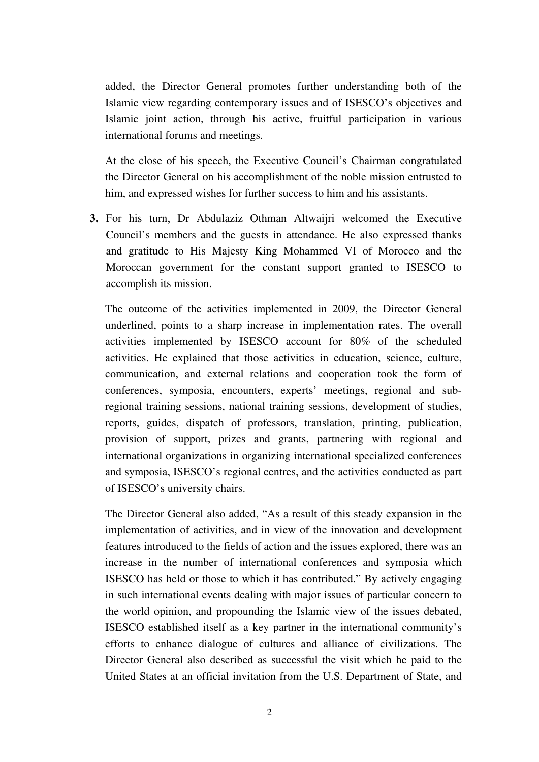added, the Director General promotes further understanding both of the Islamic view regarding contemporary issues and of ISESCO's objectives and Islamic joint action, through his active, fruitful participation in various international forums and meetings.

At the close of his speech, the Executive Council's Chairman congratulated the Director General on his accomplishment of the noble mission entrusted to him, and expressed wishes for further success to him and his assistants.

**3.** For his turn, Dr Abdulaziz Othman Altwaijri welcomed the Executive Council's members and the guests in attendance. He also expressed thanks and gratitude to His Majesty King Mohammed VI of Morocco and the Moroccan government for the constant support granted to ISESCO to accomplish its mission.

The outcome of the activities implemented in 2009, the Director General underlined, points to a sharp increase in implementation rates. The overall activities implemented by ISESCO account for 80% of the scheduled activities. He explained that those activities in education, science, culture, communication, and external relations and cooperation took the form of conferences, symposia, encounters, experts' meetings, regional and sub-regional training sessions, national training sessions, development of studies, reports, guides, dispatch of professors, translation, printing, publication, provision of support, prizes and grants, partnering with regional and international organizations in organizing international specialized conferences and symposia, ISESCO's regional centres, and the activities conducted as part of ISESCO's university chairs.

The Director General also added, "As a result of this steady expansion in the implementation of activities, and in view of the innovation and development features introduced to the fields of action and the issues explored, there was an increase in the number of international conferences and symposia which ISESCO has held or those to which it has contributed." By actively engaging in such international events dealing with major issues of particular concern to the world opinion, and propounding the Islamic view of the issues debated, ISESCO established itself as a key partner in the international community's efforts to enhance dialogue of cultures and alliance of civilizations. The Director General also described as successful the visit which he paid to the United States at an official invitation from the U.S. Department of State, and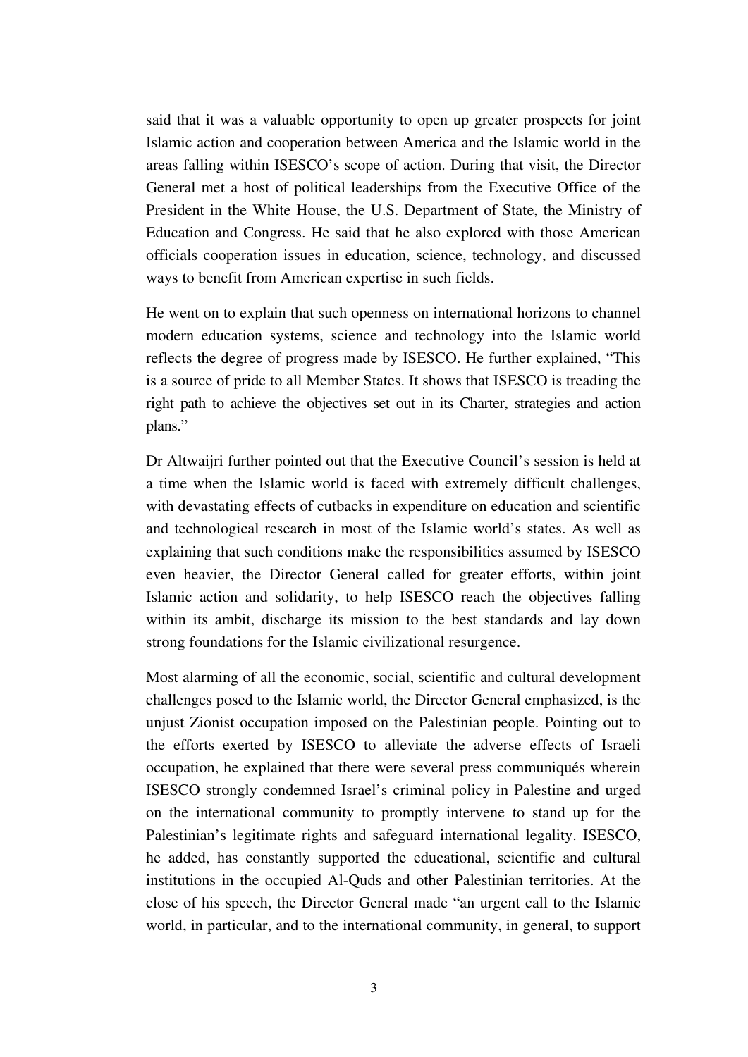said that it was a valuable opportunity to open up greater prospects for joint Islamic action and cooperation between America and the Islamic world in the areas falling within ISESCO's scope of action. During that visit, the Director General met a host of political leaderships from the Executive Office of the President in the White House, the U.S. Department of State, the Ministry of Education and Congress. He said that he also explored with those American officials cooperation issues in education, science, technology, and discussed ways to benefit from American expertise in such fields.

He went on to explain that such openness on international horizons to channel modern education systems, science and technology into the Islamic world reflects the degree of progress made by ISESCO. He further explained, "This is a source of pride to all Member States. It shows that ISESCO is treading the right path to achieve the objectives set out in its Charter, strategies and action plans."

Dr Altwaijri further pointed out that the Executive Council's session is held at a time when the Islamic world is faced with extremely difficult challenges, with devastating effects of cutbacks in expenditure on education and scientific and technological research in most of the Islamic world's states. As well as explaining that such conditions make the responsibilities assumed by ISESCO even heavier, the Director General called for greater efforts, within joint Islamic action and solidarity, to help ISESCO reach the objectives falling within its ambit, discharge its mission to the best standards and lay down strong foundations for the Islamic civilizational resurgence.

Most alarming of all the economic, social, scientific and cultural development challenges posed to the Islamic world, the Director General emphasized, is the unjust Zionist occupation imposed on the Palestinian people. Pointing out to the efforts exerted by ISESCO to alleviate the adverse effects of Israeli occupation, he explained that there were several press communiqués wherein ISESCO strongly condemned Israel's criminal policy in Palestine and urged on the international community to promptly intervene to stand up for the Palestinian's legitimate rights and safeguard international legality. ISESCO, he added, has constantly supported the educational, scientific and cultural institutions in the occupied Al-Quds and other Palestinian territories. At the close of his speech, the Director General made "an urgent call to the Islamic world, in particular, and to the international community, in general, to support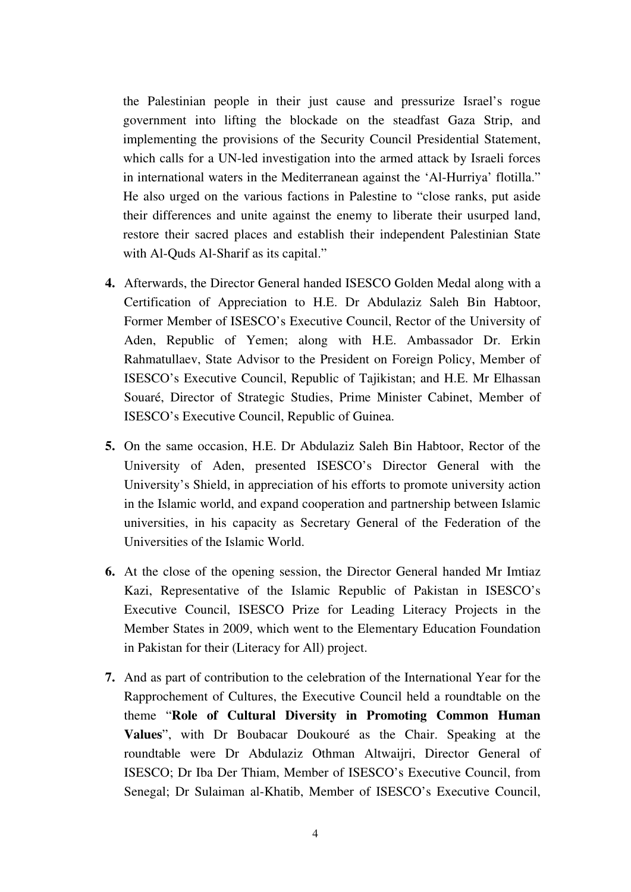the Palestinian people in their just cause and pressurize Israel's rogue government into lifting the blockade on the steadfast Gaza Strip, and implementing the provisions of the Security Council Presidential Statement, which calls for a UN-led investigation into the armed attack by Israeli forces in international waters in the Mediterranean against the 'Al-Hurriya' flotilla." He also urged on the various factions in Palestine to "close ranks, put aside their differences and unite against the enemy to liberate their usurped land, restore their sacred places and establish their independent Palestinian State with Al-Quds Al-Sharif as its capital."

**4.** Afterwards, the Director General handed ISESCO Golden Medal along with a Certification of Appreciation to H.E. Dr Abdulaziz Saleh Bin Habtoor, Former Member of ISESCO's Executive Council, Rector of the University of Aden, Republic of Yemen; along with H.E. Ambassador Dr. Erkin Rahmatullaev, State Advisor to the President on Foreign Policy, Member of ISESCO's Executive Council, Republic of Tajikistan; and H.E. Mr Elhassan Souaré, Director of Strategic Studies, Prime Minister Cabinet, Member of ISESCO's Executive Council, Republic of Guinea.

**5.** On the same occasion, H.E. Dr Abdulaziz Saleh Bin Habtoor, Rector of the University of Aden, presented ISESCO's Director General with the University's Shield, in appreciation of his efforts to promote university action in the Islamic world, and expand cooperation and partnership between Islamic universities, in his capacity as Secretary General of the Federation of the Universities of the Islamic World.

**6.** At the close of the opening session, the Director General handed Mr Imtiaz Kazi, Representative of the Islamic Republic of Pakistan in ISESCO's Executive Council, ISESCO Prize for Leading Literacy Projects in the Member States in 2009, which went to the Elementary Education Foundation in Pakistan for their (Literacy for All) project.

**7.** And as part of contribution to the celebration of the International Year for the Rapprochement of Cultures, the Executive Council held a roundtable on the theme "**Role of Cultural Diversity in Promoting Common Human Values**", with Dr Boubacar Doukouré as the Chair. Speaking at the roundtable were Dr Abdulaziz Othman Altwaijri, Director General of ISESCO; Dr Iba Der Thiam, Member of ISESCO's Executive Council, from Senegal; Dr Sulaiman al-Khatib, Member of ISESCO's Executive Council,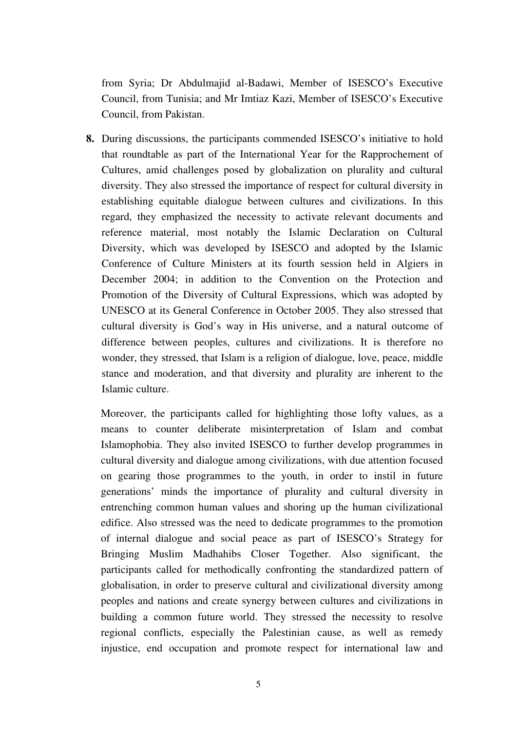from Syria; Dr Abdulmajid al-Badawi, Member of ISESCO's Executive Council, from Tunisia; and Mr Imtiaz Kazi, Member of ISESCO's Executive Council, from Pakistan.

**8.** During discussions, the participants commended ISESCO's initiative to hold that roundtable as part of the International Year for the Rapprochement of Cultures, amid challenges posed by globalization on plurality and cultural diversity. They also stressed the importance of respect for cultural diversity in establishing equitable dialogue between cultures and civilizations. In this regard, they emphasized the necessity to activate relevant documents and reference material, most notably the Islamic Declaration on Cultural Diversity, which was developed by ISESCO and adopted by the Islamic Conference of Culture Ministers at its fourth session held in Algiers in December 2004; in addition to the Convention on the Protection and Promotion of the Diversity of Cultural Expressions, which was adopted by UNESCO at its General Conference in October 2005. They also stressed that cultural diversity is God's way in His universe, and a natural outcome of difference between peoples, cultures and civilizations. It is therefore no wonder, they stressed, that Islam is a religion of dialogue, love, peace, middle stance and moderation, and that diversity and plurality are inherent to the Islamic culture.

Moreover, the participants called for highlighting those lofty values, as a means to counter deliberate misinterpretation of Islam and combat Islamophobia. They also invited ISESCO to further develop programmes in cultural diversity and dialogue among civilizations, with due attention focused on gearing those programmes to the youth, in order to instil in future generations' minds the importance of plurality and cultural diversity in entrenching common human values and shoring up the human civilizational edifice. Also stressed was the need to dedicate programmes to the promotion of internal dialogue and social peace as part of ISESCO's Strategy for Bringing Muslim Madhahibs Closer Together. Also significant, the participants called for methodically confronting the standardized pattern of globalisation, in order to preserve cultural and civilizational diversity among peoples and nations and create synergy between cultures and civilizations in building a common future world. They stressed the necessity to resolve regional conflicts, especially the Palestinian cause, as well as remedy injustice, end occupation and promote respect for international law and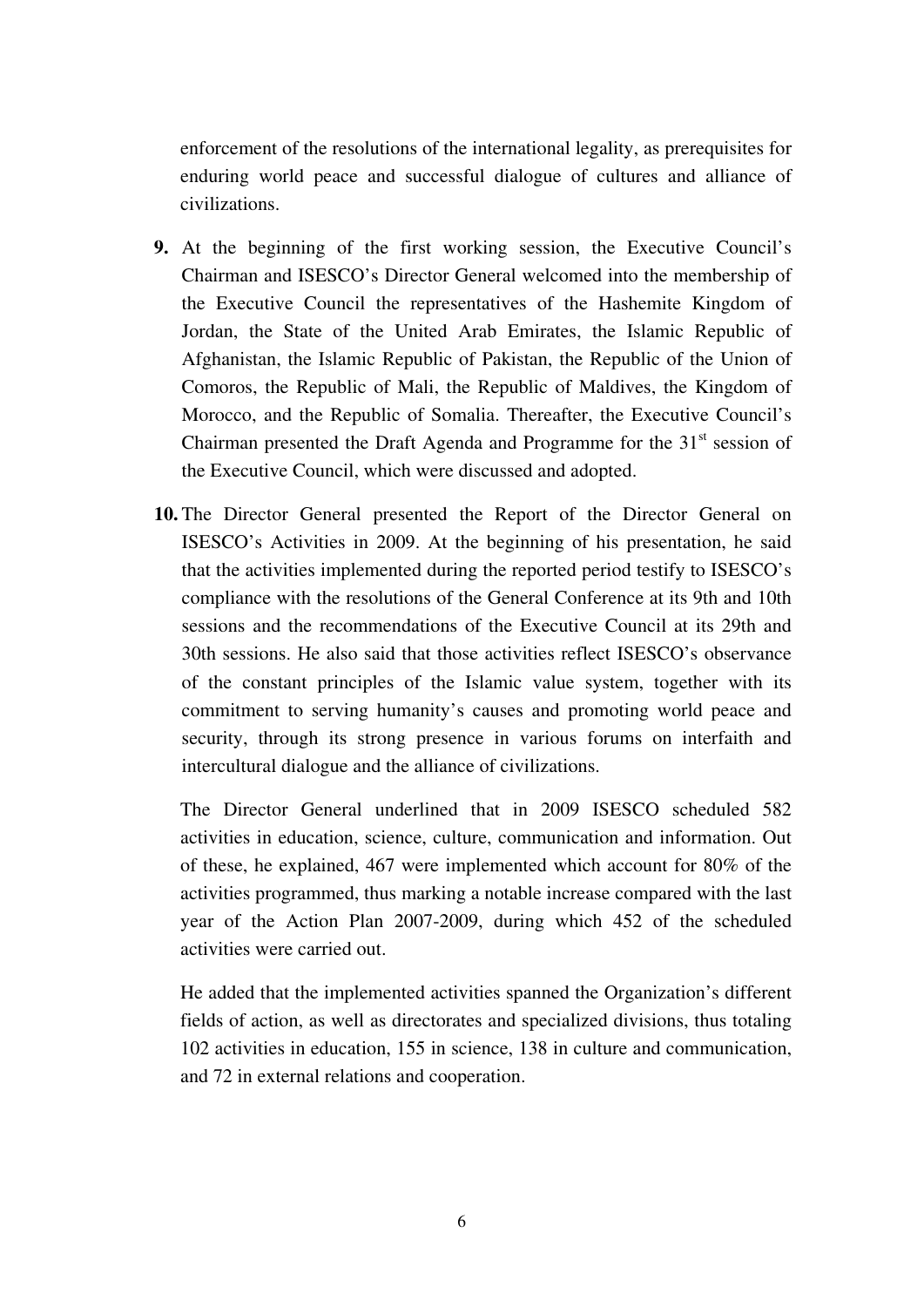enforcement of the resolutions of the international legality, as prerequisites for enduring world peace and successful dialogue of cultures and alliance of civilizations.

**9.** At the beginning of the first working session, the Executive Council's Chairman and ISESCO's Director General welcomed into the membership of the Executive Council the representatives of the Hashemite Kingdom of Jordan, the State of the United Arab Emirates, the Islamic Republic of Afghanistan, the Islamic Republic of Pakistan, the Republic of the Union of Comoros, the Republic of Mali, the Republic of Maldives, the Kingdom of Morocco, and the Republic of Somalia. Thereafter, the Executive Council's Chairman presented the Draft Agenda and Programme for the 31st session of the Executive Council, which were discussed and adopted.

**10.** The Director General presented the Report of the Director General on ISESCO's Activities in 2009. At the beginning of his presentation, he said that the activities implemented during the reported period testify to ISESCO's compliance with the resolutions of the General Conference at its 9th and 10th sessions and the recommendations of the Executive Council at its 29th and 30th sessions. He also said that those activities reflect ISESCO's observance of the constant principles of the Islamic value system, together with its commitment to serving humanity's causes and promoting world peace and security, through its strong presence in various forums on interfaith and intercultural dialogue and the alliance of civilizations.

The Director General underlined that in 2009 ISESCO scheduled 582 activities in education, science, culture, communication and information. Out of these, he explained, 467 were implemented which account for 80% of the activities programmed, thus marking a notable increase compared with the last year of the Action Plan 2007-2009, during which 452 of the scheduled activities were carried out.

He added that the implemented activities spanned the Organization's different fields of action, as well as directorates and specialized divisions, thus totaling 102 activities in education, 155 in science, 138 in culture and communication, and 72 in external relations and cooperation.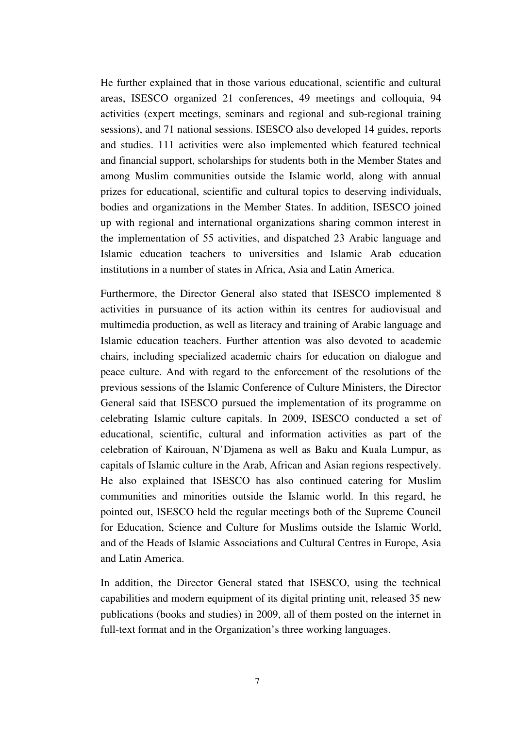He further explained that in those various educational, scientific and cultural areas, ISESCO organized 21 conferences, 49 meetings and colloquia, 94 activities (expert meetings, seminars and regional and sub-regional training sessions), and 71 national sessions. ISESCO also developed 14 guides, reports and studies. 111 activities were also implemented which featured technical and financial support, scholarships for students both in the Member States and among Muslim communities outside the Islamic world, along with annual prizes for educational, scientific and cultural topics to deserving individuals, bodies and organizations in the Member States. In addition, ISESCO joined up with regional and international organizations sharing common interest in the implementation of 55 activities, and dispatched 23 Arabic language and Islamic education teachers to universities and Islamic Arab education institutions in a number of states in Africa, Asia and Latin America.

Furthermore, the Director General also stated that ISESCO implemented 8 activities in pursuance of its action within its centres for audiovisual and multimedia production, as well as literacy and training of Arabic language and Islamic education teachers. Further attention was also devoted to academic chairs, including specialized academic chairs for education on dialogue and peace culture. And with regard to the enforcement of the resolutions of the previous sessions of the Islamic Conference of Culture Ministers, the Director General said that ISESCO pursued the implementation of its programme on celebrating Islamic culture capitals. In 2009, ISESCO conducted a set of educational, scientific, cultural and information activities as part of the celebration of Kairouan, N'Djamena as well as Baku and Kuala Lumpur, as capitals of Islamic culture in the Arab, African and Asian regions respectively. He also explained that ISESCO has also continued catering for Muslim communities and minorities outside the Islamic world. In this regard, he pointed out, ISESCO held the regular meetings both of the Supreme Council for Education, Science and Culture for Muslims outside the Islamic World, and of the Heads of Islamic Associations and Cultural Centres in Europe, Asia and Latin America.

In addition, the Director General stated that ISESCO, using the technical capabilities and modern equipment of its digital printing unit, released 35 new publications (books and studies) in 2009, all of them posted on the internet in full-text format and in the Organization's three working languages.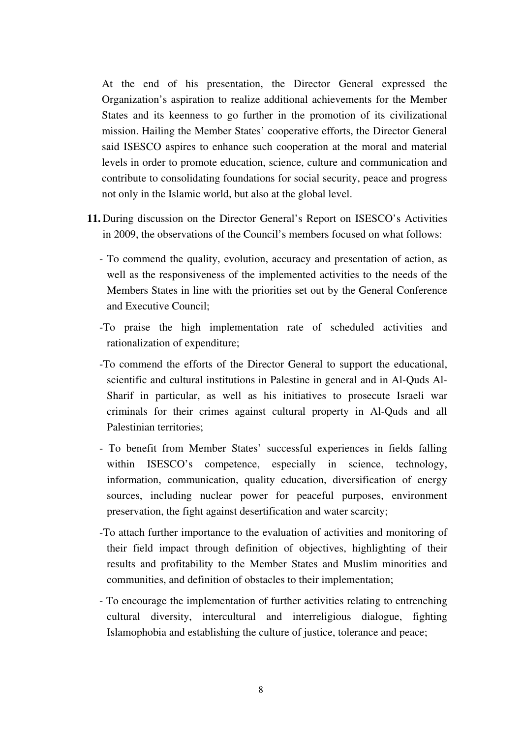At the end of his presentation, the Director General expressed the Organization's aspiration to realize additional achievements for the Member States and its keenness to go further in the promotion of its civilizational mission. Hailing the Member States' cooperative efforts, the Director General said ISESCO aspires to enhance such cooperation at the moral and material levels in order to promote education, science, culture and communication and contribute to consolidating foundations for social security, peace and progress not only in the Islamic world, but also at the global level.

**11.** During discussion on the Director General's Report on ISESCO's Activities in 2009, the observations of the Council's members focused on what follows:

- To commend the quality, evolution, accuracy and presentation of action, as well as the responsiveness of the implemented activities to the needs of the Members States in line with the priorities set out by the General Conference and Executive Council;
- To praise the high implementation rate of scheduled activities and rationalization of expenditure;
- To commend the efforts of the Director General to support the educational, scientific and cultural institutions in Palestine in general and in Al-Quds Al-Sharif in particular, as well as his initiatives to prosecute Israeli war criminals for their crimes against cultural property in Al-Quds and all Palestinian territories;
- To benefit from Member States' successful experiences in fields falling within ISESCO's competence, especially in science, technology, information, communication, quality education, diversification of energy sources, including nuclear power for peaceful purposes, environment preservation, the fight against desertification and water scarcity;
- To attach further importance to the evaluation of activities and monitoring of their field impact through definition of objectives, highlighting of their results and profitability to the Member States and Muslim minorities and communities, and definition of obstacles to their implementation;
- To encourage the implementation of further activities relating to entrenching cultural diversity, intercultural and interreligious dialogue, fighting Islamophobia and establishing the culture of justice, tolerance and peace;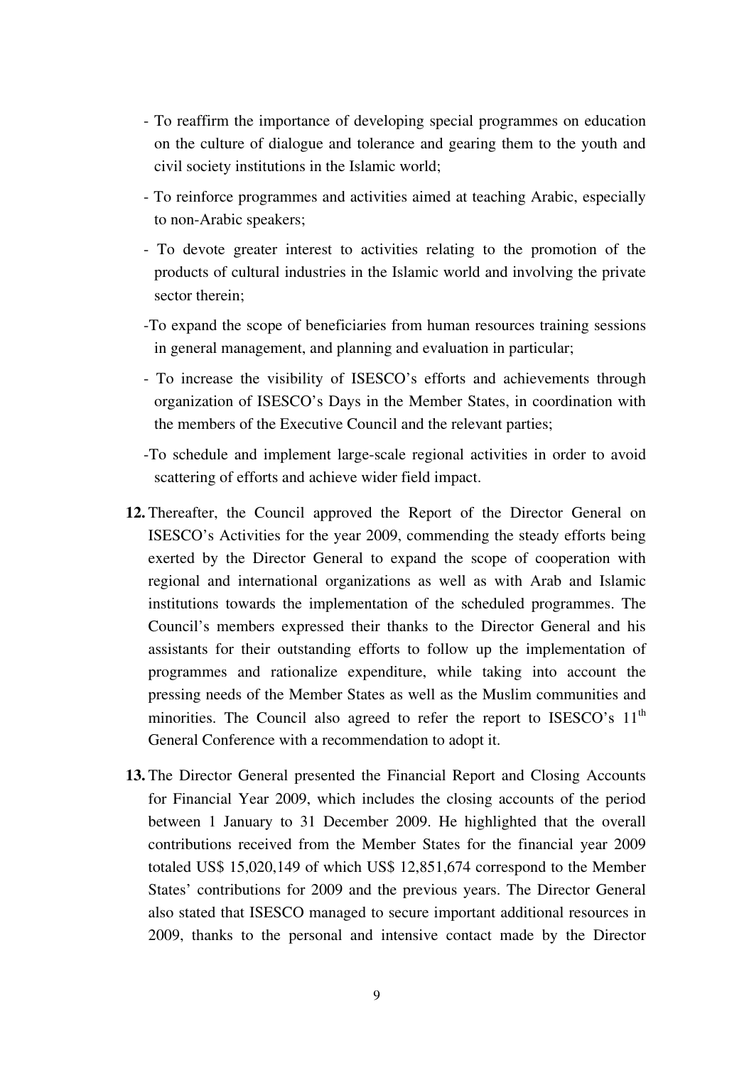- To reaffirm the importance of developing special programmes on education on the culture of dialogue and tolerance and gearing them to the youth and civil society institutions in the Islamic world;
- To reinforce programmes and activities aimed at teaching Arabic, especially to non-Arabic speakers;
- To devote greater interest to activities relating to the promotion of the products of cultural industries in the Islamic world and involving the private sector therein;
- To expand the scope of beneficiaries from human resources training sessions in general management, and planning and evaluation in particular;
- To increase the visibility of ISESCO's efforts and achievements through organization of ISESCO's Days in the Member States, in coordination with the members of the Executive Council and the relevant parties;
- To schedule and implement large-scale regional activities in order to avoid scattering of efforts and achieve wider field impact.

**12.** Thereafter, the Council approved the Report of the Director General on ISESCO's Activities for the year 2009, commending the steady efforts being exerted by the Director General to expand the scope of cooperation with regional and international organizations as well as with Arab and Islamic institutions towards the implementation of the scheduled programmes. The Council's members expressed their thanks to the Director General and his assistants for their outstanding efforts to follow up the implementation of programmes and rationalize expenditure, while taking into account the pressing needs of the Member States as well as the Muslim communities and minorities. The Council also agreed to refer the report to ISESCO's 11th General Conference with a recommendation to adopt it.

**13.** The Director General presented the Financial Report and Closing Accounts for Financial Year 2009, which includes the closing accounts of the period between 1 January to 31 December 2009. He highlighted that the overall contributions received from the Member States for the financial year 2009 totaled US$ 15,020,149 of which US$ 12,851,674 correspond to the Member States' contributions for 2009 and the previous years. The Director General also stated that ISESCO managed to secure important additional resources in 2009, thanks to the personal and intensive contact made by the Director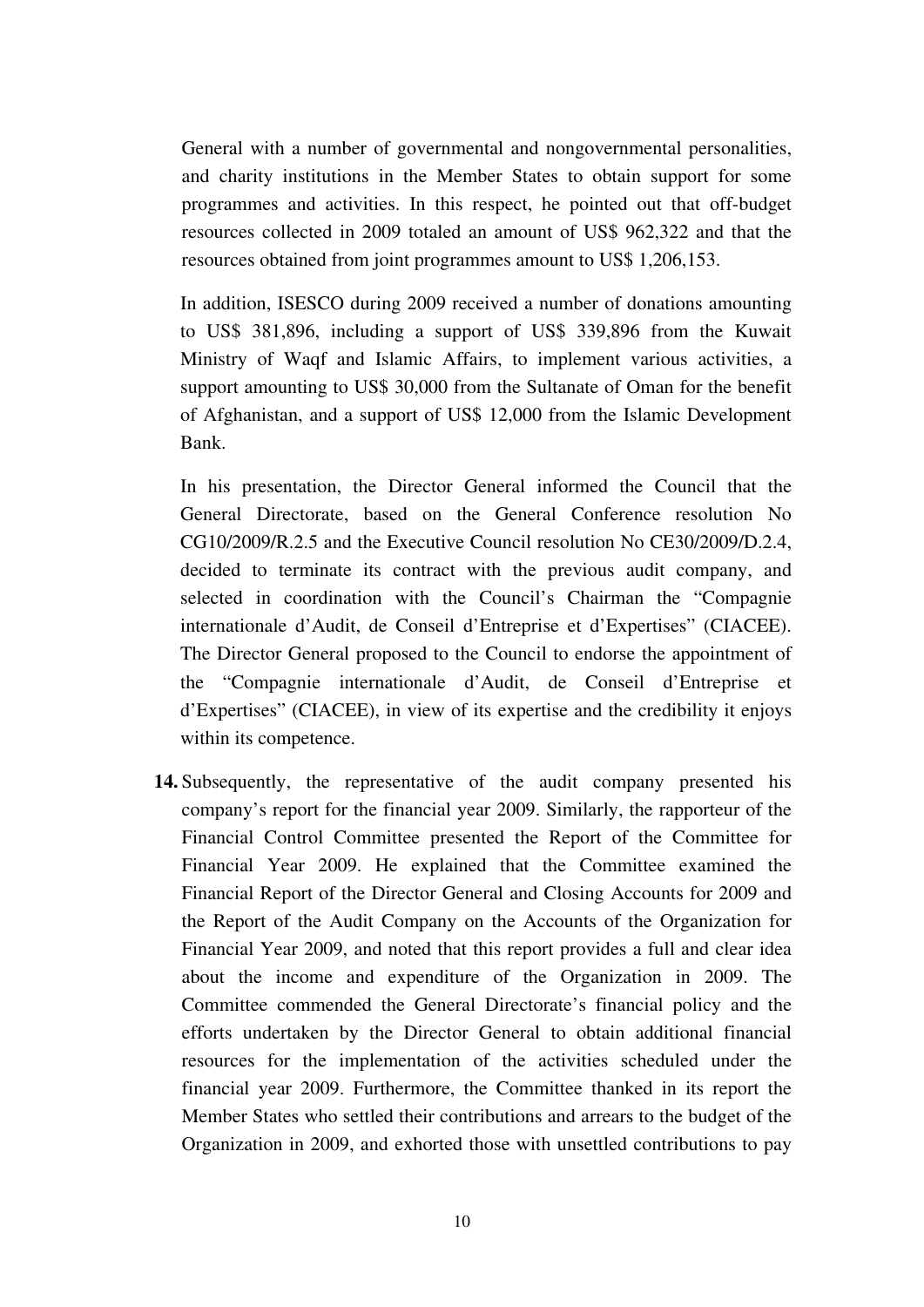General with a number of governmental and nongovernmental personalities, and charity institutions in the Member States to obtain support for some programmes and activities. In this respect, he pointed out that off-budget resources collected in 2009 totaled an amount of US$ 962,322 and that the resources obtained from joint programmes amount to US$ 1,206,153.

In addition, ISESCO during 2009 received a number of donations amounting to US$ 381,896, including a support of US$ 339,896 from the Kuwait Ministry of Waqf and Islamic Affairs, to implement various activities, a support amounting to US$ 30,000 from the Sultanate of Oman for the benefit of Afghanistan, and a support of US$ 12,000 from the Islamic Development Bank.

In his presentation, the Director General informed the Council that the General Directorate, based on the General Conference resolution No CG10/2009/R.2.5 and the Executive Council resolution No CE30/2009/D.2.4, decided to terminate its contract with the previous audit company, and selected in coordination with the Council's Chairman the "Compagnie internationale d'Audit, de Conseil d'Entreprise et d'Expertises" (CIACEE). The Director General proposed to the Council to endorse the appointment of the "Compagnie internationale d'Audit, de Conseil d'Entreprise et d'Expertises" (CIACEE), in view of its expertise and the credibility it enjoys within its competence.

**14.** Subsequently, the representative of the audit company presented his company's report for the financial year 2009. Similarly, the rapporteur of the Financial Control Committee presented the Report of the Committee for Financial Year 2009. He explained that the Committee examined the Financial Report of the Director General and Closing Accounts for 2009 and the Report of the Audit Company on the Accounts of the Organization for Financial Year 2009, and noted that this report provides a full and clear idea about the income and expenditure of the Organization in 2009. The Committee commended the General Directorate's financial policy and the efforts undertaken by the Director General to obtain additional financial resources for the implementation of the activities scheduled under the financial year 2009. Furthermore, the Committee thanked in its report the Member States who settled their contributions and arrears to the budget of the Organization in 2009, and exhorted those with unsettled contributions to pay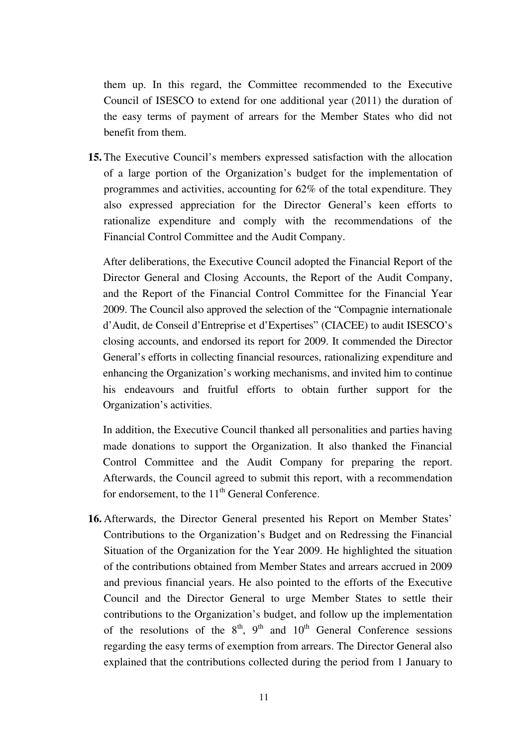them up. In this regard, the Committee recommended to the Executive Council of ISESCO to extend for one additional year (2011) the duration of the easy terms of payment of arrears for the Member States who did not benefit from them.

**15.** The Executive Council's members expressed satisfaction with the allocation of a large portion of the Organization's budget for the implementation of programmes and activities, accounting for 62% of the total expenditure. They also expressed appreciation for the Director General's keen efforts to rationalize expenditure and comply with the recommendations of the Financial Control Committee and the Audit Company.

After deliberations, the Executive Council adopted the Financial Report of the Director General and Closing Accounts, the Report of the Audit Company, and the Report of the Financial Control Committee for the Financial Year 2009. The Council also approved the selection of the "Compagnie internationale d'Audit, de Conseil d'Entreprise et d'Expertises" (CIACEE) to audit ISESCO's closing accounts, and endorsed its report for 2009. It commended the Director General's efforts in collecting financial resources, rationalizing expenditure and enhancing the Organization's working mechanisms, and invited him to continue his endeavours and fruitful efforts to obtain further support for the Organization's activities.

In addition, the Executive Council thanked all personalities and parties having made donations to support the Organization. It also thanked the Financial Control Committee and the Audit Company for preparing the report. Afterwards, the Council agreed to submit this report, with a recommendation for endorsement, to the 11th General Conference.

**16.** Afterwards, the Director General presented his Report on Member States' Contributions to the Organization's Budget and on Redressing the Financial Situation of the Organization for the Year 2009. He highlighted the situation of the contributions obtained from Member States and arrears accrued in 2009 and previous financial years. He also pointed to the efforts of the Executive Council and the Director General to urge Member States to settle their contributions to the Organization's budget, and follow up the implementation of the resolutions of the 8th, 9th and 10th General Conference sessions regarding the easy terms of exemption from arrears. The Director General also explained that the contributions collected during the period from 1 January to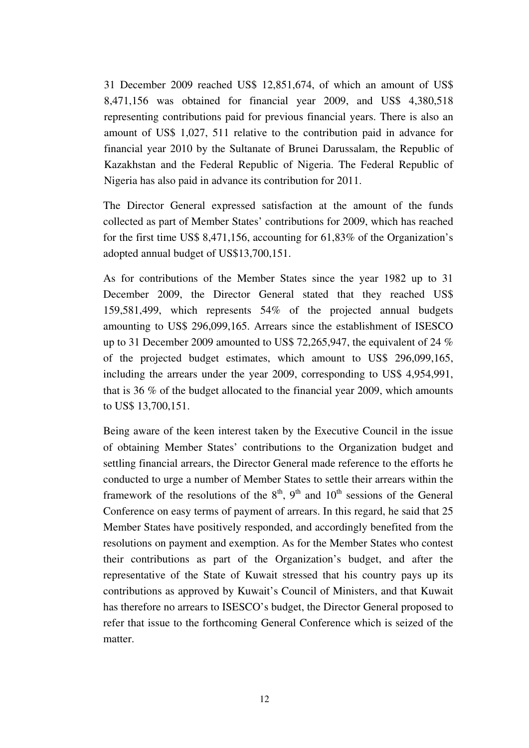31 December 2009 reached US$ 12,851,674, of which an amount of US$ 8,471,156 was obtained for financial year 2009, and US$ 4,380,518 representing contributions paid for previous financial years. There is also an amount of US$ 1,027, 511 relative to the contribution paid in advance for financial year 2010 by the Sultanate of Brunei Darussalam, the Republic of Kazakhstan and the Federal Republic of Nigeria. The Federal Republic of Nigeria has also paid in advance its contribution for 2011.

The Director General expressed satisfaction at the amount of the funds collected as part of Member States' contributions for 2009, which has reached for the first time US$ 8,471,156, accounting for 61,83% of the Organization's adopted annual budget of US$13,700,151.

As for contributions of the Member States since the year 1982 up to 31 December 2009, the Director General stated that they reached US$ 159,581,499, which represents 54% of the projected annual budgets amounting to US$ 296,099,165. Arrears since the establishment of ISESCO up to 31 December 2009 amounted to US$ 72,265,947, the equivalent of 24 % of the projected budget estimates, which amount to US$ 296,099,165, including the arrears under the year 2009, corresponding to US$ 4,954,991, that is 36 % of the budget allocated to the financial year 2009, which amounts to US$ 13,700,151.

Being aware of the keen interest taken by the Executive Council in the issue of obtaining Member States' contributions to the Organization budget and settling financial arrears, the Director General made reference to the efforts he conducted to urge a number of Member States to settle their arrears within the framework of the resolutions of the 8th, 9th and 10th sessions of the General Conference on easy terms of payment of arrears. In this regard, he said that 25 Member States have positively responded, and accordingly benefited from the resolutions on payment and exemption. As for the Member States who contest their contributions as part of the Organization's budget, and after the representative of the State of Kuwait stressed that his country pays up its contributions as approved by Kuwait's Council of Ministers, and that Kuwait has therefore no arrears to ISESCO's budget, the Director General proposed to refer that issue to the forthcoming General Conference which is seized of the matter.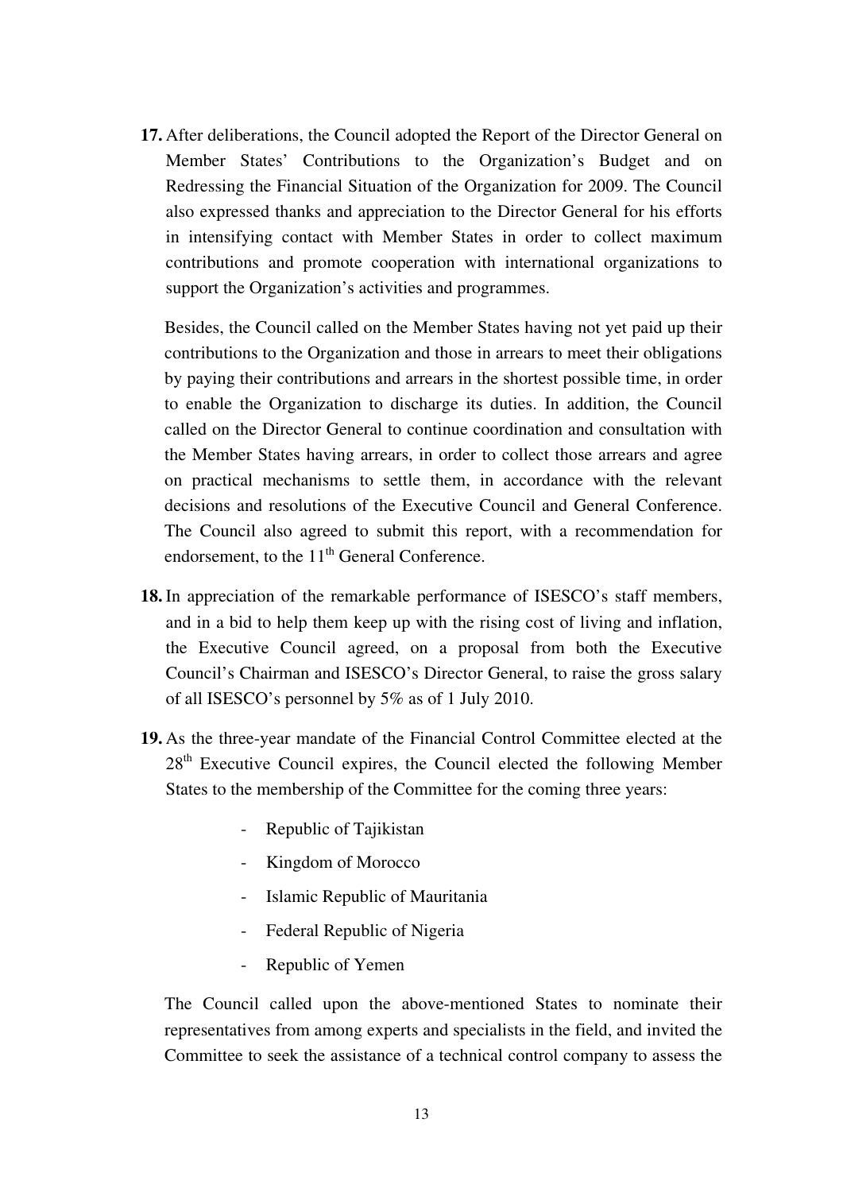**17.** After deliberations, the Council adopted the Report of the Director General on Member States' Contributions to the Organization's Budget and on Redressing the Financial Situation of the Organization for 2009. The Council also expressed thanks and appreciation to the Director General for his efforts in intensifying contact with Member States in order to collect maximum contributions and promote cooperation with international organizations to support the Organization's activities and programmes.

Besides, the Council called on the Member States having not yet paid up their contributions to the Organization and those in arrears to meet their obligations by paying their contributions and arrears in the shortest possible time, in order to enable the Organization to discharge its duties. In addition, the Council called on the Director General to continue coordination and consultation with the Member States having arrears, in order to collect those arrears and agree on practical mechanisms to settle them, in accordance with the relevant decisions and resolutions of the Executive Council and General Conference. The Council also agreed to submit this report, with a recommendation for endorsement, to the 11th General Conference.

**18.** In appreciation of the remarkable performance of ISESCO's staff members, and in a bid to help them keep up with the rising cost of living and inflation, the Executive Council agreed, on a proposal from both the Executive Council's Chairman and ISESCO's Director General, to raise the gross salary of all ISESCO's personnel by 5% as of 1 July 2010.

**19.** As the three-year mandate of the Financial Control Committee elected at the 28th Executive Council expires, the Council elected the following Member States to the membership of the Committee for the coming three years:

- Republic of Tajikistan
- Kingdom of Morocco
- Islamic Republic of Mauritania
- Federal Republic of Nigeria
- Republic of Yemen

The Council called upon the above-mentioned States to nominate their representatives from among experts and specialists in the field, and invited the Committee to seek the assistance of a technical control company to assess the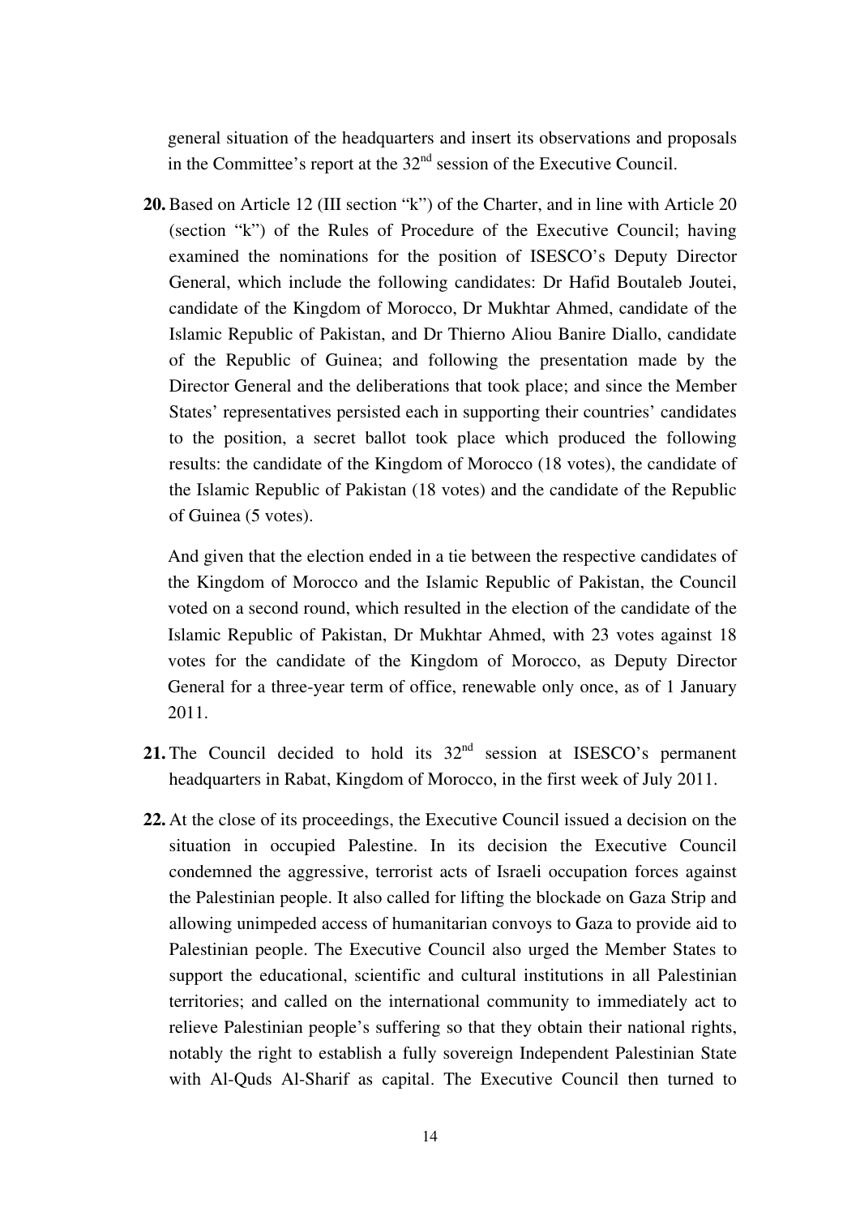general situation of the headquarters and insert its observations and proposals in the Committee's report at the 32nd session of the Executive Council.

**20.** Based on Article 12 (III section "k") of the Charter, and in line with Article 20 (section "k") of the Rules of Procedure of the Executive Council; having examined the nominations for the position of ISESCO's Deputy Director General, which include the following candidates: Dr Hafid Boutaleb Joutei, candidate of the Kingdom of Morocco, Dr Mukhtar Ahmed, candidate of the Islamic Republic of Pakistan, and Dr Thierno Aliou Banire Diallo, candidate of the Republic of Guinea; and following the presentation made by the Director General and the deliberations that took place; and since the Member States' representatives persisted each in supporting their countries' candidates to the position, a secret ballot took place which produced the following results: the candidate of the Kingdom of Morocco (18 votes), the candidate of the Islamic Republic of Pakistan (18 votes) and the candidate of the Republic of Guinea (5 votes).

And given that the election ended in a tie between the respective candidates of the Kingdom of Morocco and the Islamic Republic of Pakistan, the Council voted on a second round, which resulted in the election of the candidate of the Islamic Republic of Pakistan, Dr Mukhtar Ahmed, with 23 votes against 18 votes for the candidate of the Kingdom of Morocco, as Deputy Director General for a three-year term of office, renewable only once, as of 1 January 2011.

**21.** The Council decided to hold its 32nd session at ISESCO's permanent headquarters in Rabat, Kingdom of Morocco, in the first week of July 2011.

**22.** At the close of its proceedings, the Executive Council issued a decision on the situation in occupied Palestine. In its decision the Executive Council condemned the aggressive, terrorist acts of Israeli occupation forces against the Palestinian people. It also called for lifting the blockade on Gaza Strip and allowing unimpeded access of humanitarian convoys to Gaza to provide aid to Palestinian people. The Executive Council also urged the Member States to support the educational, scientific and cultural institutions in all Palestinian territories; and called on the international community to immediately act to relieve Palestinian people's suffering so that they obtain their national rights, notably the right to establish a fully sovereign Independent Palestinian State with Al-Quds Al-Sharif as capital. The Executive Council then turned to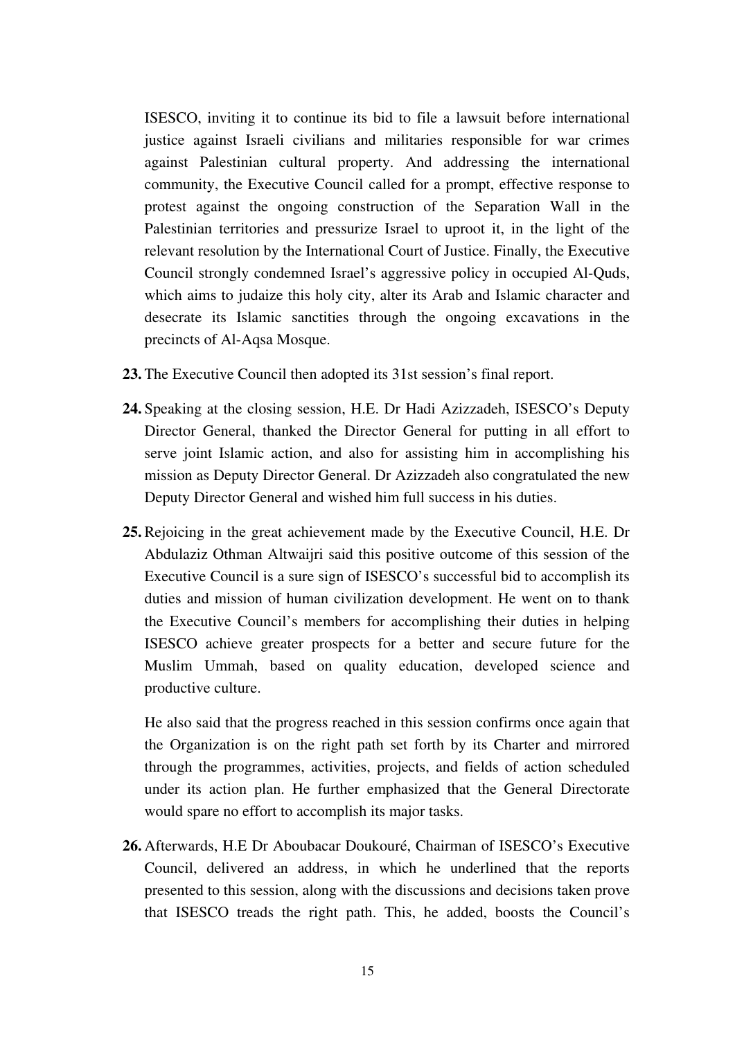ISESCO, inviting it to continue its bid to file a lawsuit before international justice against Israeli civilians and militaries responsible for war crimes against Palestinian cultural property. And addressing the international community, the Executive Council called for a prompt, effective response to protest against the ongoing construction of the Separation Wall in the Palestinian territories and pressurize Israel to uproot it, in the light of the relevant resolution by the International Court of Justice. Finally, the Executive Council strongly condemned Israel's aggressive policy in occupied Al-Quds, which aims to judaize this holy city, alter its Arab and Islamic character and desecrate its Islamic sanctities through the ongoing excavations in the precincts of Al-Aqsa Mosque.

**23.** The Executive Council then adopted its 31st session's final report.

**24.** Speaking at the closing session, H.E. Dr Hadi Azizzadeh, ISESCO's Deputy Director General, thanked the Director General for putting in all effort to serve joint Islamic action, and also for assisting him in accomplishing his mission as Deputy Director General. Dr Azizzadeh also congratulated the new Deputy Director General and wished him full success in his duties.

**25.** Rejoicing in the great achievement made by the Executive Council, H.E. Dr Abdulaziz Othman Altwaijri said this positive outcome of this session of the Executive Council is a sure sign of ISESCO's successful bid to accomplish its duties and mission of human civilization development. He went on to thank the Executive Council's members for accomplishing their duties in helping ISESCO achieve greater prospects for a better and secure future for the Muslim Ummah, based on quality education, developed science and productive culture.

He also said that the progress reached in this session confirms once again that the Organization is on the right path set forth by its Charter and mirrored through the programmes, activities, projects, and fields of action scheduled under its action plan. He further emphasized that the General Directorate would spare no effort to accomplish its major tasks.

**26.** Afterwards, H.E Dr Aboubacar Doukouré, Chairman of ISESCO's Executive Council, delivered an address, in which he underlined that the reports presented to this session, along with the discussions and decisions taken prove that ISESCO treads the right path. This, he added, boosts the Council's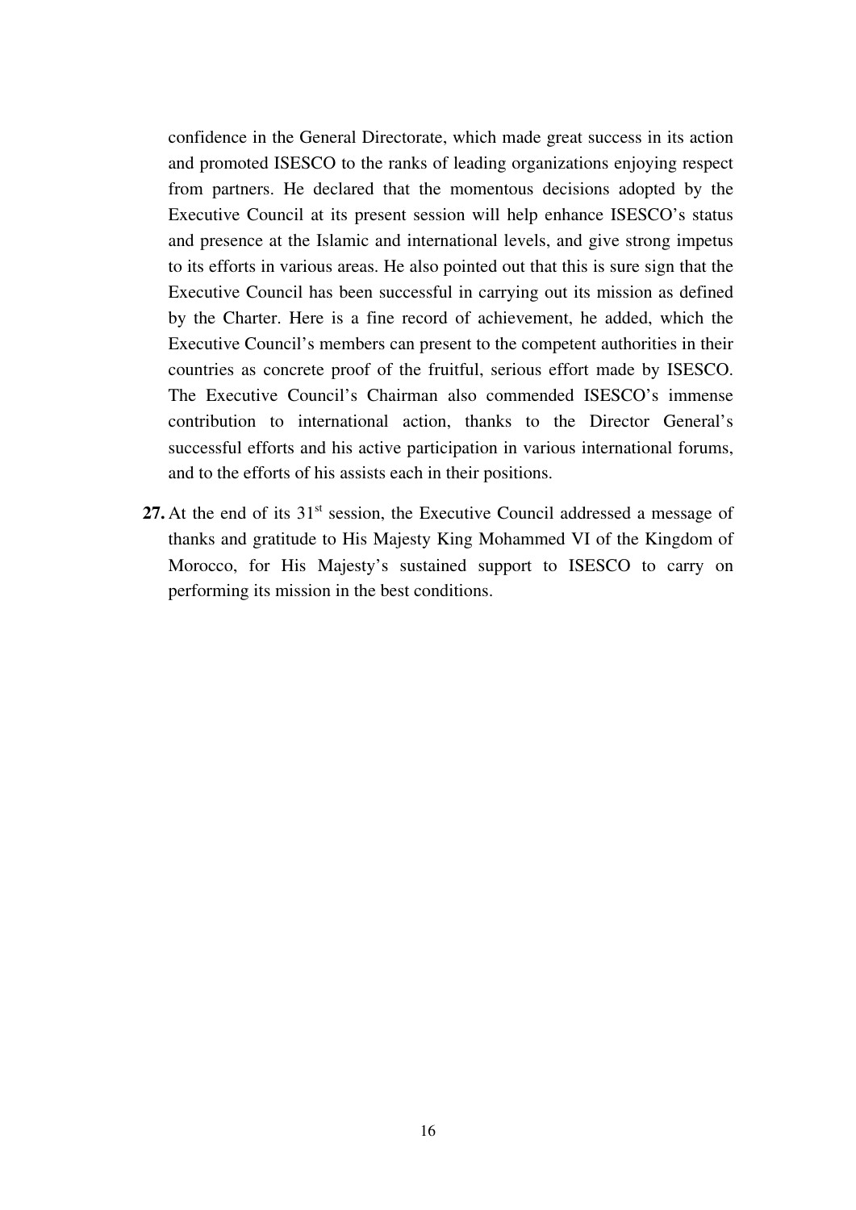confidence in the General Directorate, which made great success in its action and promoted ISESCO to the ranks of leading organizations enjoying respect from partners. He declared that the momentous decisions adopted by the Executive Council at its present session will help enhance ISESCO's status and presence at the Islamic and international levels, and give strong impetus to its efforts in various areas. He also pointed out that this is sure sign that the Executive Council has been successful in carrying out its mission as defined by the Charter. Here is a fine record of achievement, he added, which the Executive Council's members can present to the competent authorities in their countries as concrete proof of the fruitful, serious effort made by ISESCO. The Executive Council's Chairman also commended ISESCO's immense contribution to international action, thanks to the Director General's successful efforts and his active participation in various international forums, and to the efforts of his assists each in their positions.

**27.** At the end of its 31st session, the Executive Council addressed a message of thanks and gratitude to His Majesty King Mohammed VI of the Kingdom of Morocco, for His Majesty's sustained support to ISESCO to carry on performing its mission in the best conditions.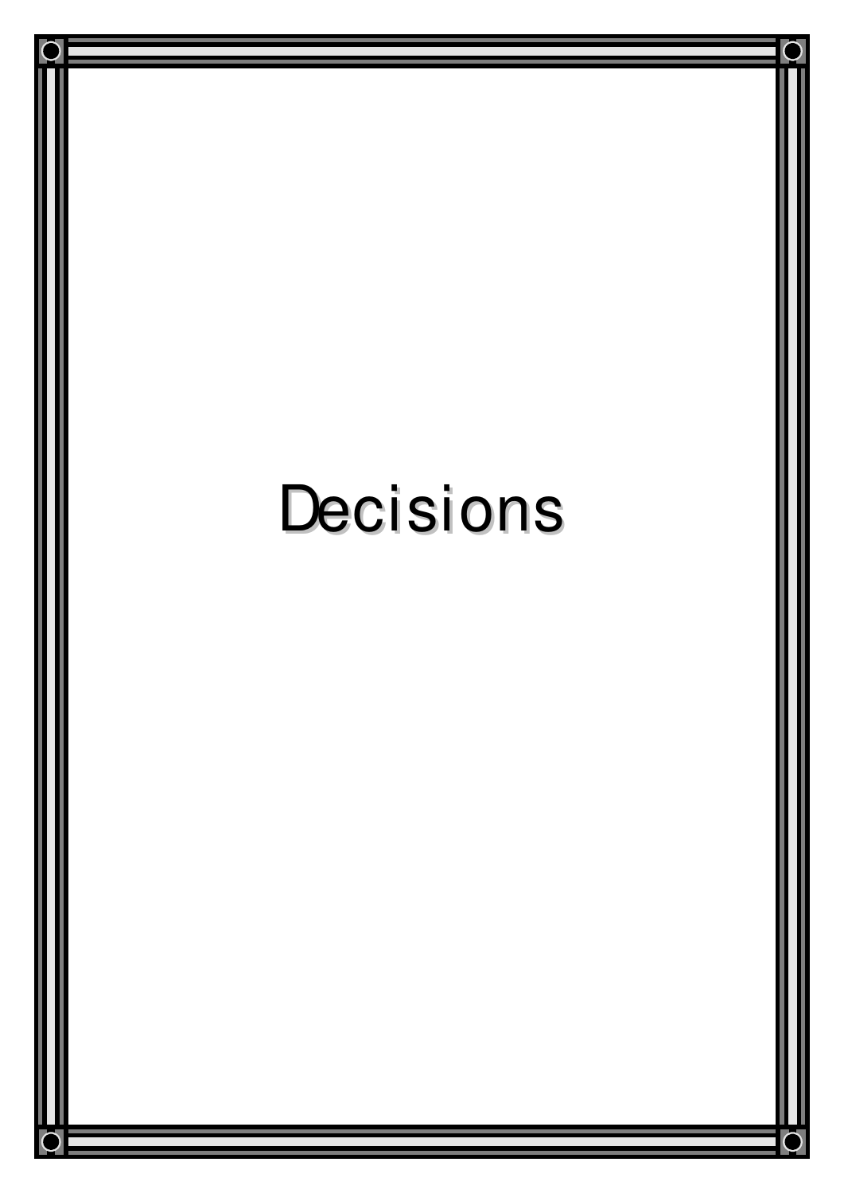# Decisions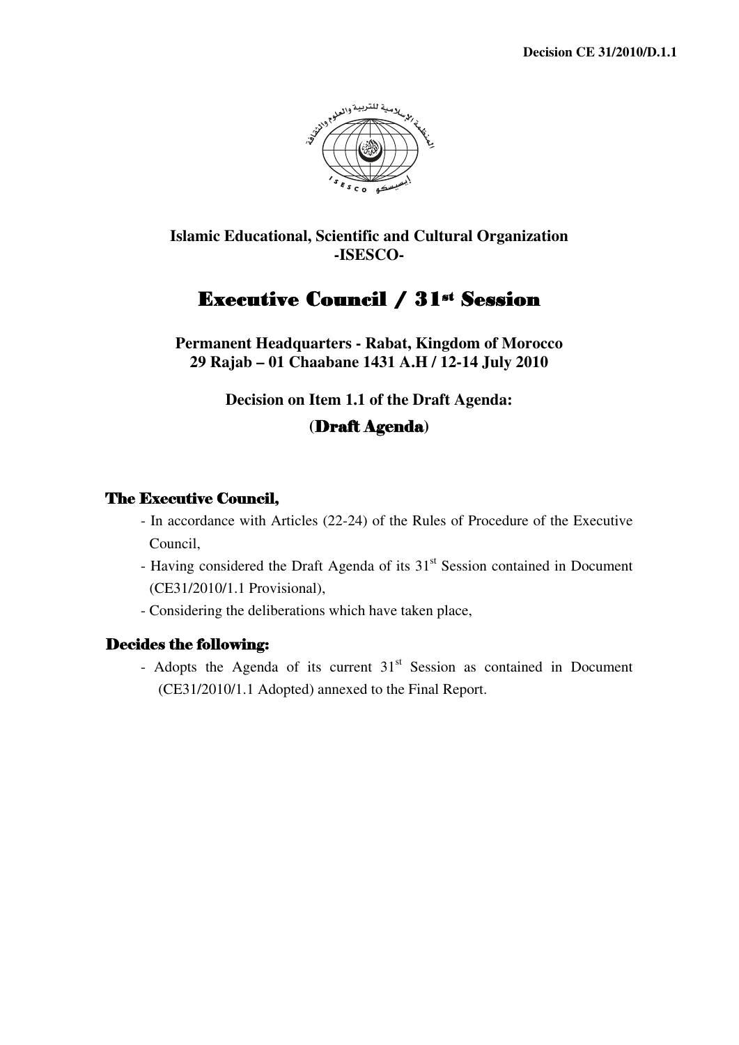Decision CE 31/2010/D.1.1

**Islamic Educational, Scientific and Cultural Organization**
**-ISESCO-**

# Executive Council / 31st Session

**Permanent Headquarters - Rabat, Kingdom of Morocco**
**29 Rajab – 01 Chaabane 1431 A.H / 12-14 July 2010**

**Decision on Item 1.1 of the Draft Agenda:**

**(Draft Agenda)**

### The Executive Council,

- In accordance with Articles (22-24) of the Rules of Procedure of the Executive Council,
- Having considered the Draft Agenda of its 31st Session contained in Document (CE31/2010/1.1 Provisional),
- Considering the deliberations which have taken place,

### Decides the following:

- Adopts the Agenda of its current 31st Session as contained in Document (CE31/2010/1.1 Adopted) annexed to the Final Report.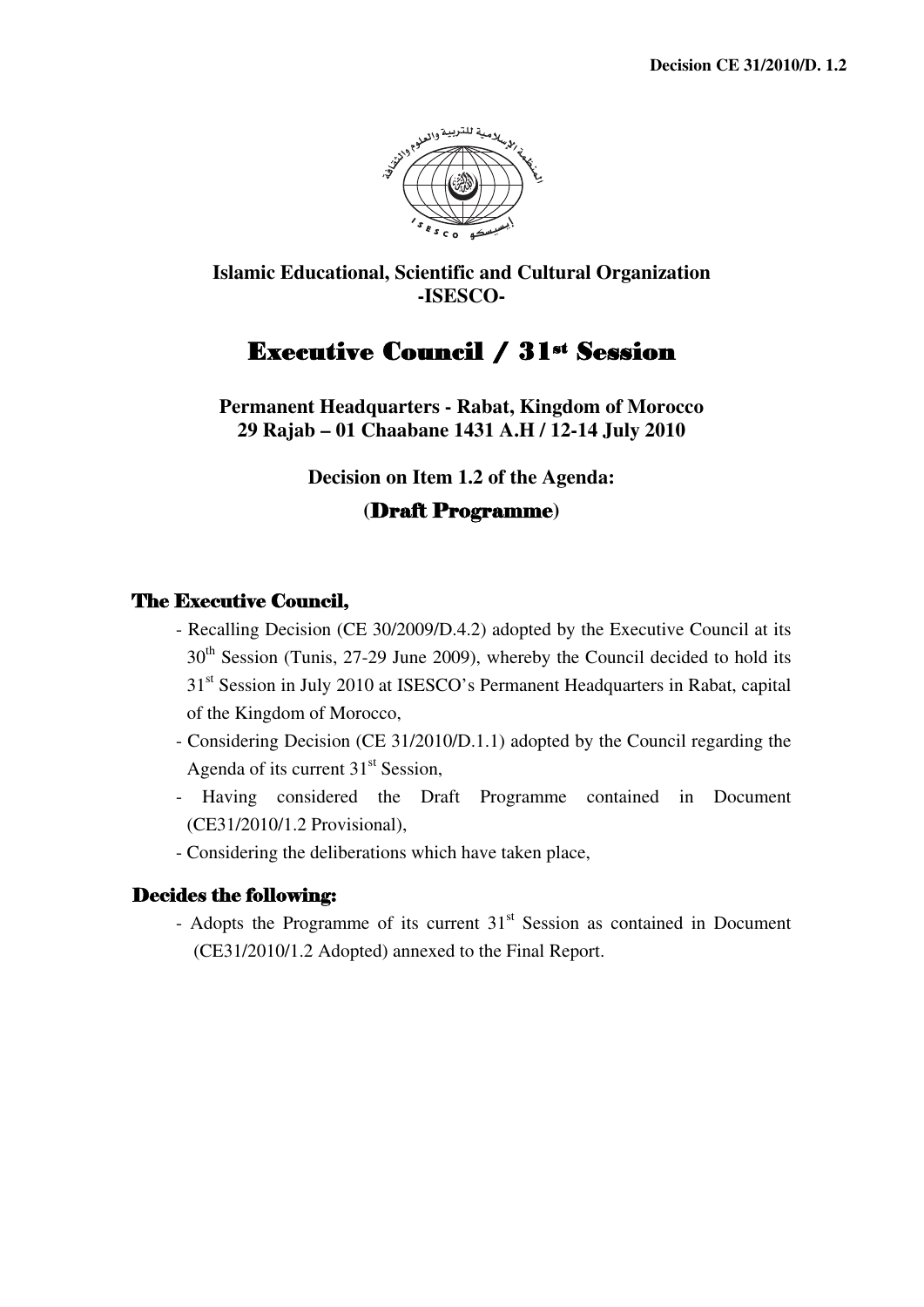Decision CE 31/2010/D. 1.2

**Islamic Educational, Scientific and Cultural Organization**
**-ISESCO-**

# Executive Council / 31st Session

**Permanent Headquarters - Rabat, Kingdom of Morocco**
**29 Rajab – 01 Chaabane 1431 A.H / 12-14 July 2010**

**Decision on Item 1.2 of the Agenda:**

**(Draft Programme)**

## The Executive Council,

- Recalling Decision (CE 30/2009/D.4.2) adopted by the Executive Council at its 30th Session (Tunis, 27-29 June 2009), whereby the Council decided to hold its 31st Session in July 2010 at ISESCO's Permanent Headquarters in Rabat, capital of the Kingdom of Morocco,
- Considering Decision (CE 31/2010/D.1.1) adopted by the Council regarding the Agenda of its current 31st Session,
- Having considered the Draft Programme contained in Document (CE31/2010/1.2 Provisional),
- Considering the deliberations which have taken place,

## Decides the following:

- Adopts the Programme of its current 31st Session as contained in Document (CE31/2010/1.2 Adopted) annexed to the Final Report.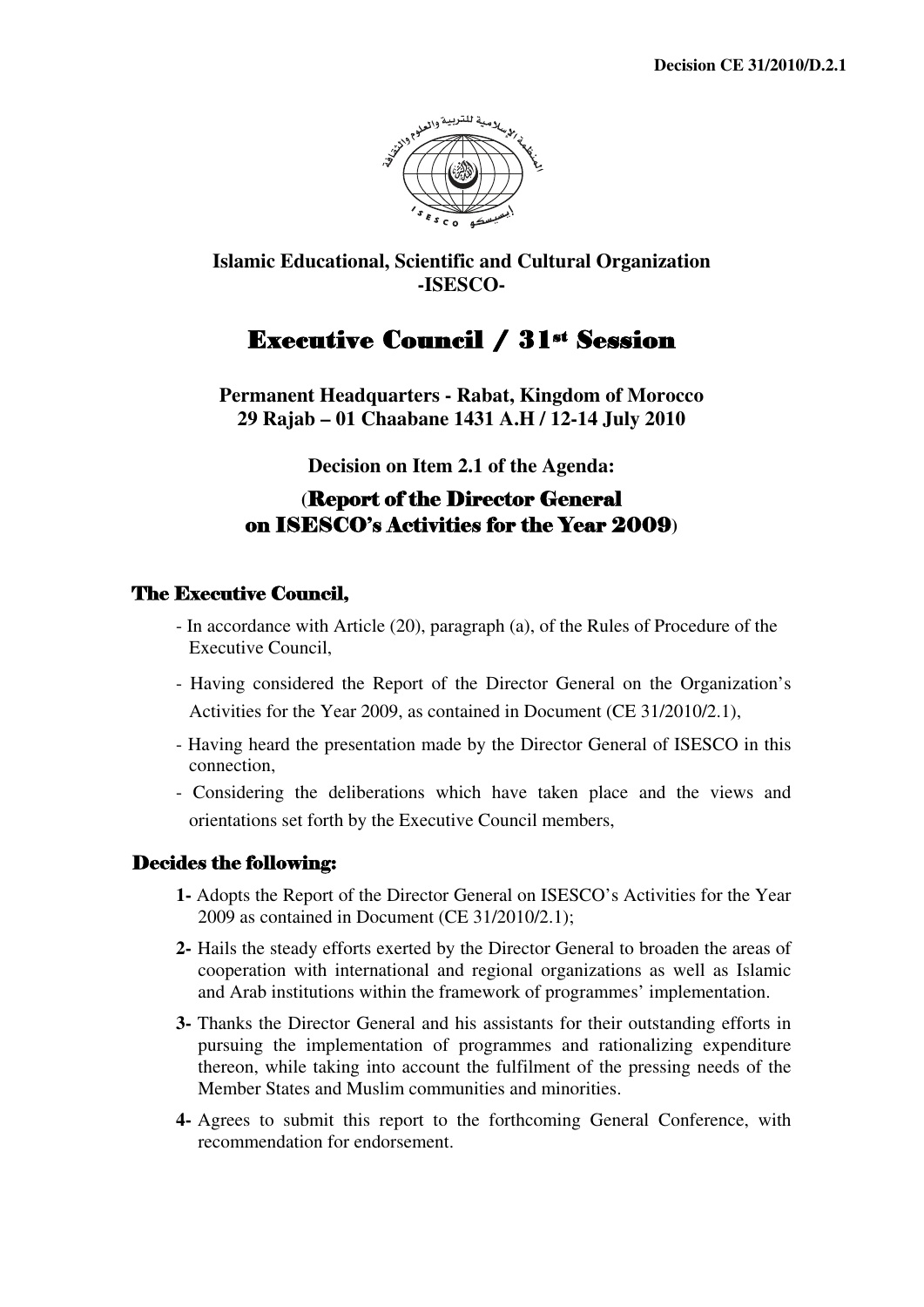Decision CE 31/2010/D.2.1

**Islamic Educational, Scientific and Cultural Organization**
**-ISESCO-**

# Executive Council / 31st Session

**Permanent Headquarters - Rabat, Kingdom of Morocco**
**29 Rajab – 01 Chaabane 1431 A.H / 12-14 July 2010**

**Decision on Item 2.1 of the Agenda:**

## (Report of the Director General on ISESCO's Activities for the Year 2009)

### The Executive Council,

- In accordance with Article (20), paragraph (a), of the Rules of Procedure of the Executive Council,
- Having considered the Report of the Director General on the Organization's Activities for the Year 2009, as contained in Document (CE 31/2010/2.1),
- Having heard the presentation made by the Director General of ISESCO in this connection,
- Considering the deliberations which have taken place and the views and orientations set forth by the Executive Council members,

### Decides the following:

**1-** Adopts the Report of the Director General on ISESCO's Activities for the Year 2009 as contained in Document (CE 31/2010/2.1);

**2-** Hails the steady efforts exerted by the Director General to broaden the areas of cooperation with international and regional organizations as well as Islamic and Arab institutions within the framework of programmes' implementation.

**3-** Thanks the Director General and his assistants for their outstanding efforts in pursuing the implementation of programmes and rationalizing expenditure thereon, while taking into account the fulfilment of the pressing needs of the Member States and Muslim communities and minorities.

**4-** Agrees to submit this report to the forthcoming General Conference, with recommendation for endorsement.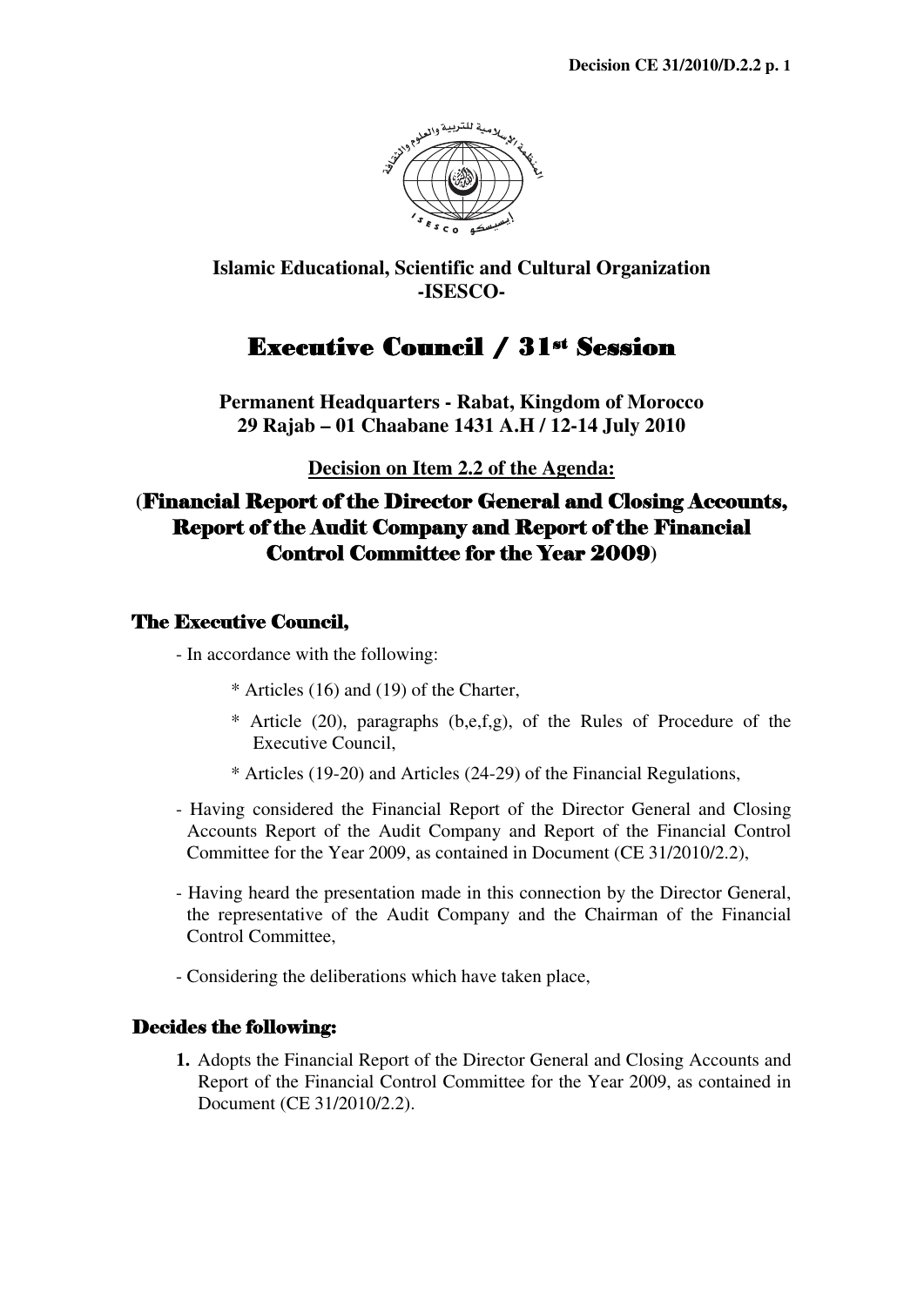**Islamic Educational, Scientific and Cultural Organization**
**-ISESCO-**

# Executive Council / 31st Session

**Permanent Headquarters - Rabat, Kingdom of Morocco**
**29 Rajab – 01 Chaabane 1431 A.H / 12-14 July 2010**

**Decision on Item 2.2 of the Agenda:**

## (Financial Report of the Director General and Closing Accounts, Report of the Audit Company and Report of the Financial Control Committee for the Year 2009)

### The Executive Council,

- In accordance with the following:

    * Articles (16) and (19) of the Charter,
    * Article (20), paragraphs (b,e,f,g), of the Rules of Procedure of the Executive Council,
    * Articles (19-20) and Articles (24-29) of the Financial Regulations,

- Having considered the Financial Report of the Director General and Closing Accounts Report of the Audit Company and Report of the Financial Control Committee for the Year 2009, as contained in Document (CE 31/2010/2.2),

- Having heard the presentation made in this connection by the Director General, the representative of the Audit Company and the Chairman of the Financial Control Committee,

- Considering the deliberations which have taken place,

### Decides the following:

1. Adopts the Financial Report of the Director General and Closing Accounts and Report of the Financial Control Committee for the Year 2009, as contained in Document (CE 31/2010/2.2).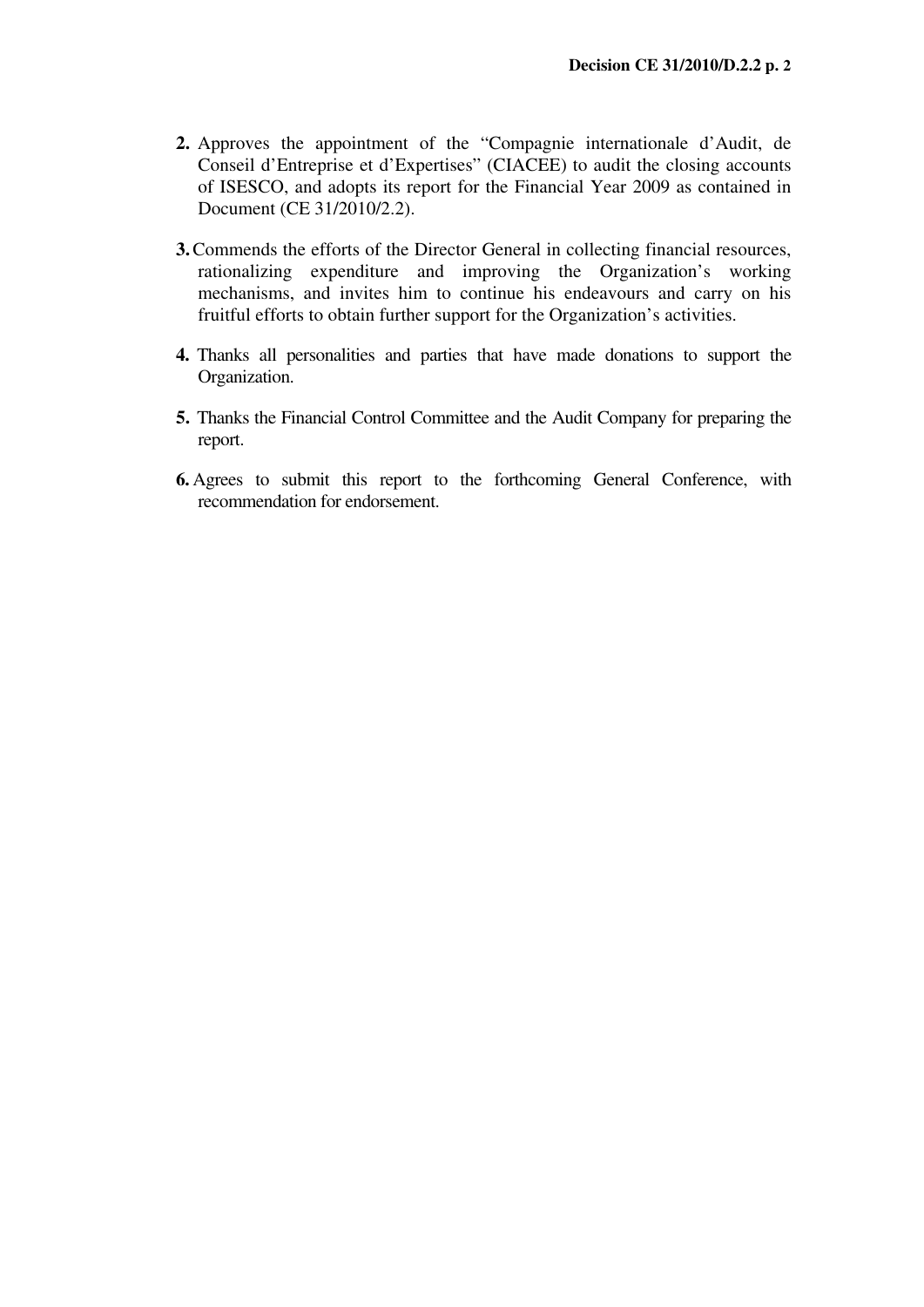**2.** Approves the appointment of the "Compagnie internationale d'Audit, de Conseil d'Entreprise et d'Expertises" (CIACEE) to audit the closing accounts of ISESCO, and adopts its report for the Financial Year 2009 as contained in Document (CE 31/2010/2.2).

**3.** Commends the efforts of the Director General in collecting financial resources, rationalizing expenditure and improving the Organization's working mechanisms, and invites him to continue his endeavours and carry on his fruitful efforts to obtain further support for the Organization's activities.

**4.** Thanks all personalities and parties that have made donations to support the Organization.

**5.** Thanks the Financial Control Committee and the Audit Company for preparing the report.

**6.** Agrees to submit this report to the forthcoming General Conference, with recommendation for endorsement.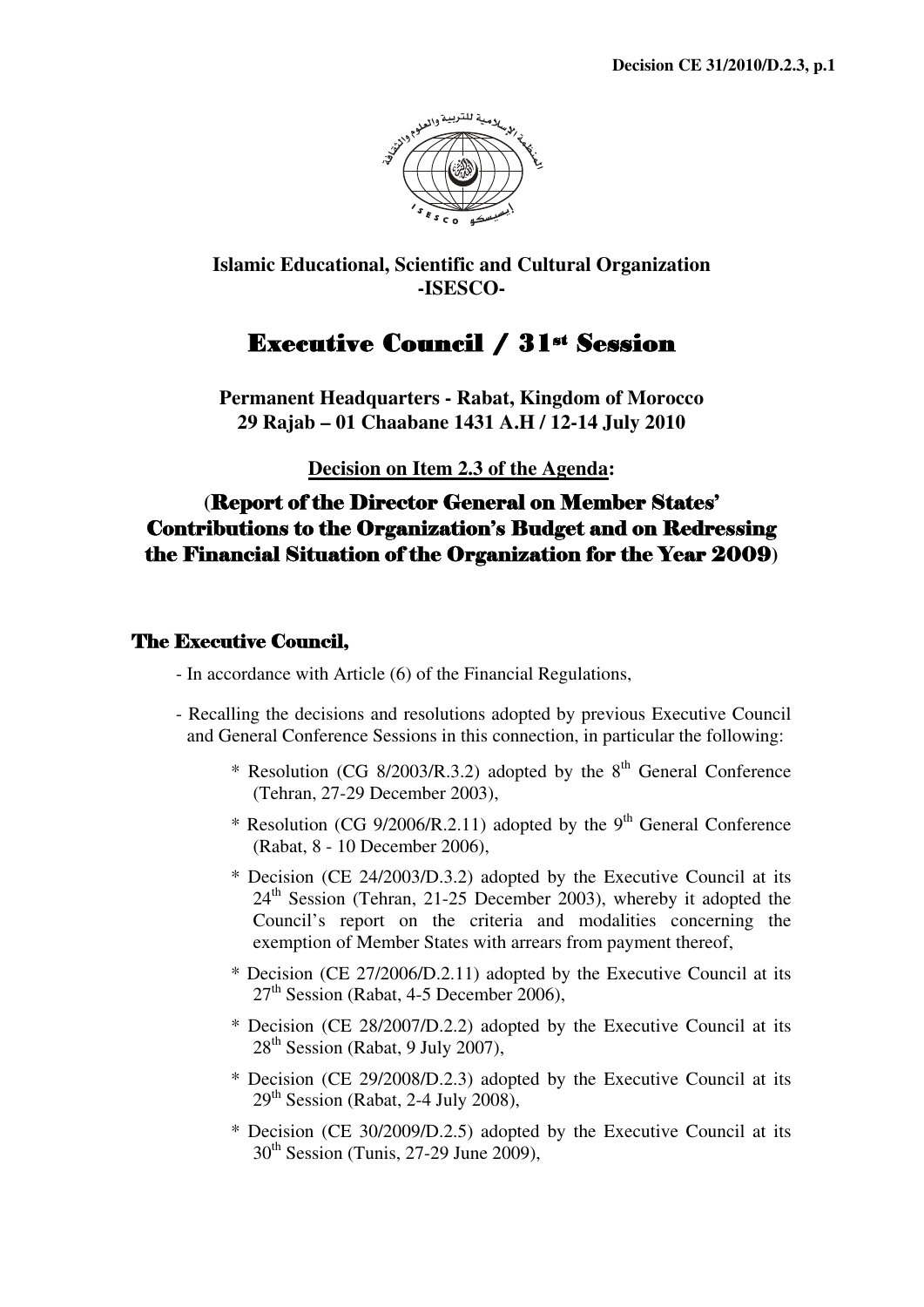**Islamic Educational, Scientific and Cultural Organization -ISESCO-**

# Executive Council / 31st Session

**Permanent Headquarters - Rabat, Kingdom of Morocco**
**29 Rajab – 01 Chaabane 1431 A.H / 12-14 July 2010**

**Decision on Item 2.3 of the Agenda:**

## (Report of the Director General on Member States' Contributions to the Organization's Budget and on Redressing the Financial Situation of the Organization for the Year 2009)

### The Executive Council,

- In accordance with Article (6) of the Financial Regulations,

- Recalling the decisions and resolutions adopted by previous Executive Council and General Conference Sessions in this connection, in particular the following:

  * Resolution (CG 8/2003/R.3.2) adopted by the 8th General Conference (Tehran, 27-29 December 2003),

  * Resolution (CG 9/2006/R.2.11) adopted by the 9th General Conference (Rabat, 8 - 10 December 2006),

  * Decision (CE 24/2003/D.3.2) adopted by the Executive Council at its 24th Session (Tehran, 21-25 December 2003), whereby it adopted the Council's report on the criteria and modalities concerning the exemption of Member States with arrears from payment thereof,

  * Decision (CE 27/2006/D.2.11) adopted by the Executive Council at its 27th Session (Rabat, 4-5 December 2006),

  * Decision (CE 28/2007/D.2.2) adopted by the Executive Council at its 28th Session (Rabat, 9 July 2007),

  * Decision (CE 29/2008/D.2.3) adopted by the Executive Council at its 29th Session (Rabat, 2-4 July 2008),

  * Decision (CE 30/2009/D.2.5) adopted by the Executive Council at its 30th Session (Tunis, 27-29 June 2009),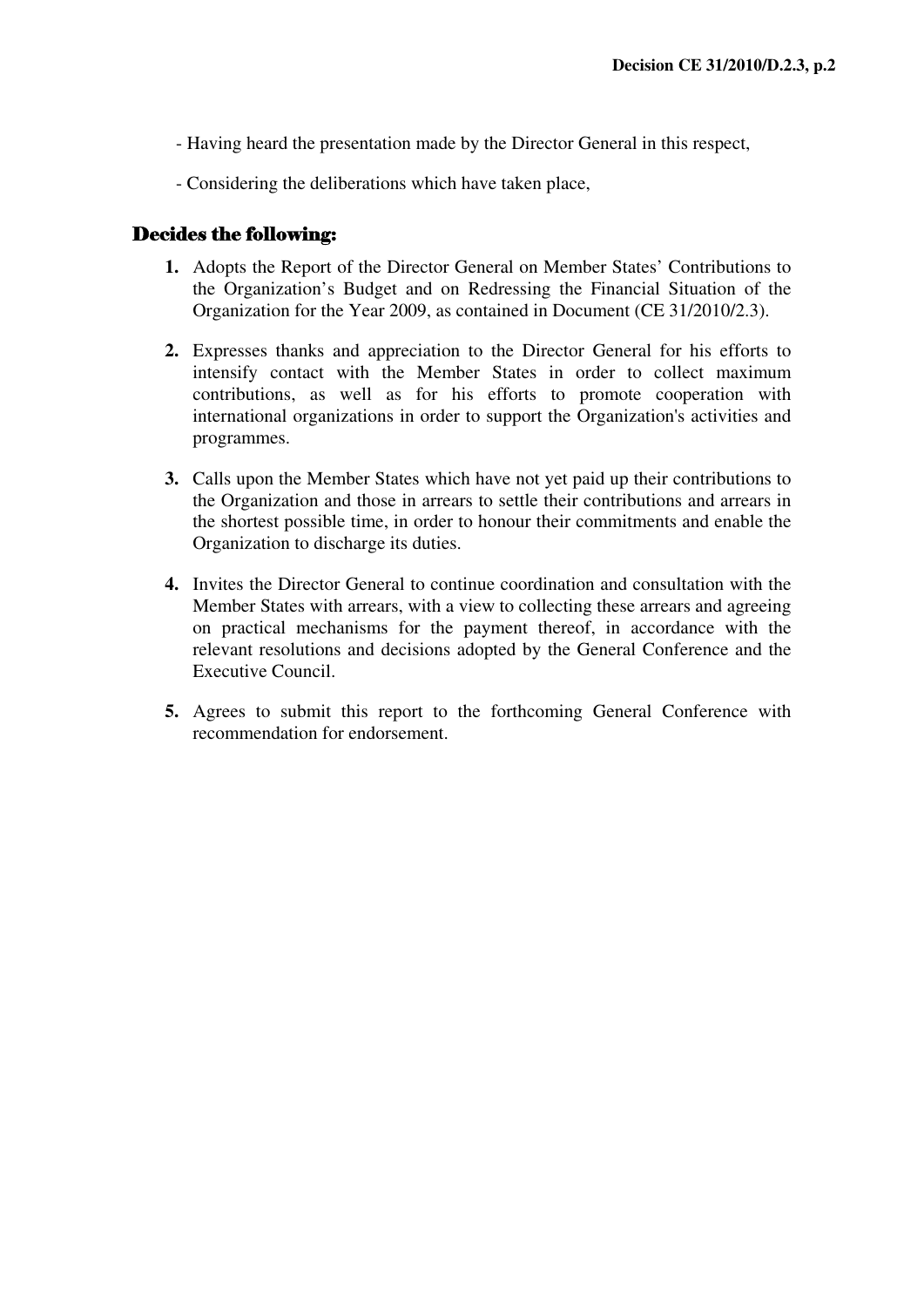- Having heard the presentation made by the Director General in this respect,

- Considering the deliberations which have taken place,

## Decides the following:

1. Adopts the Report of the Director General on Member States' Contributions to the Organization's Budget and on Redressing the Financial Situation of the Organization for the Year 2009, as contained in Document (CE 31/2010/2.3).

2. Expresses thanks and appreciation to the Director General for his efforts to intensify contact with the Member States in order to collect maximum contributions, as well as for his efforts to promote cooperation with international organizations in order to support the Organization's activities and programmes.

3. Calls upon the Member States which have not yet paid up their contributions to the Organization and those in arrears to settle their contributions and arrears in the shortest possible time, in order to honour their commitments and enable the Organization to discharge its duties.

4. Invites the Director General to continue coordination and consultation with the Member States with arrears, with a view to collecting these arrears and agreeing on practical mechanisms for the payment thereof, in accordance with the relevant resolutions and decisions adopted by the General Conference and the Executive Council.

5. Agrees to submit this report to the forthcoming General Conference with recommendation for endorsement.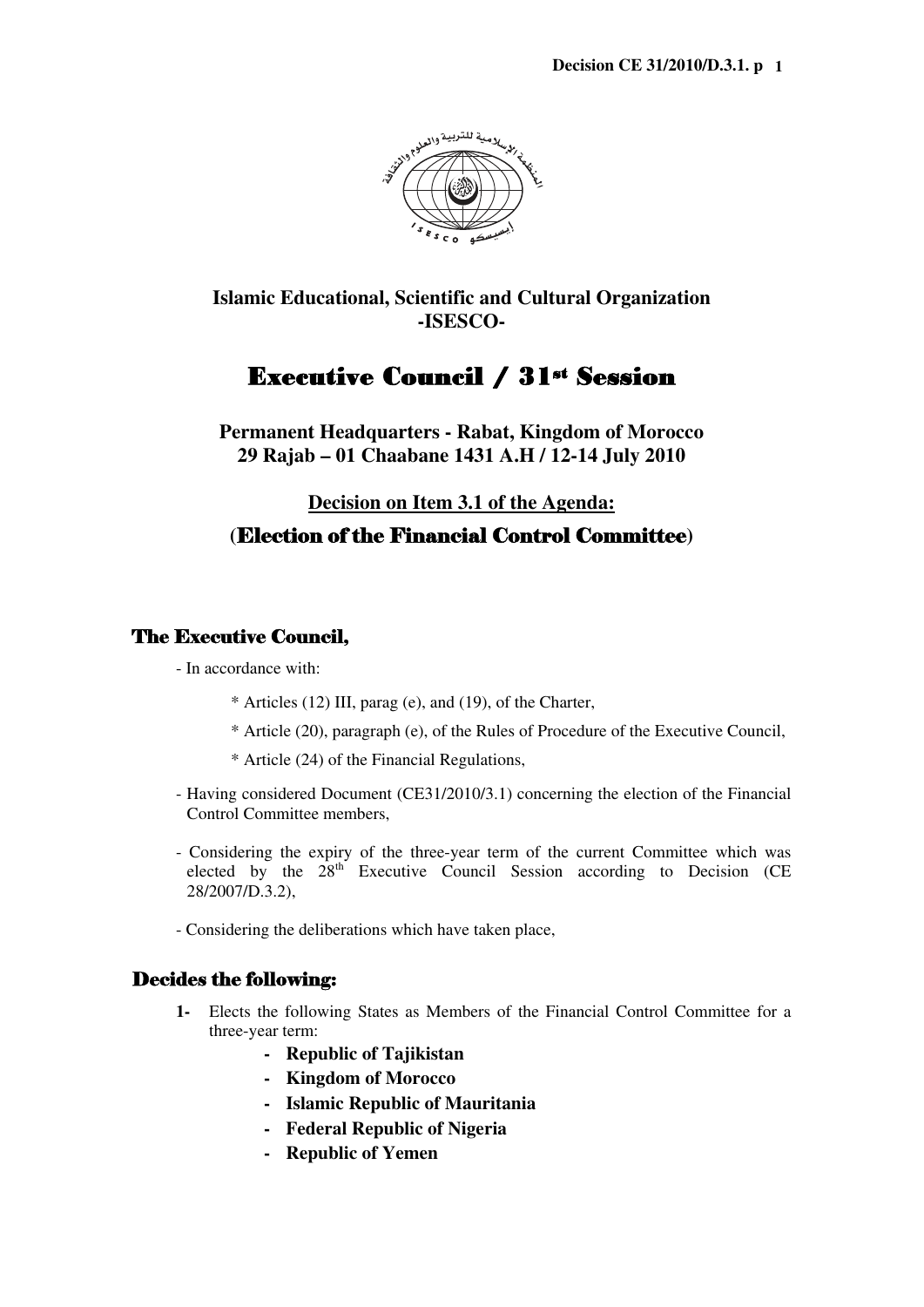**Islamic Educational, Scientific and Cultural Organization**
**-ISESCO-**

# Executive Council / 31st Session

**Permanent Headquarters - Rabat, Kingdom of Morocco**
**29 Rajab – 01 Chaabane 1431 A.H / 12-14 July 2010**

**Decision on Item 3.1 of the Agenda:**

## (Election of the Financial Control Committee)

### The Executive Council,

- In accordance with:

  * Articles (12) III, parag (e), and (19), of the Charter,

  * Article (20), paragraph (e), of the Rules of Procedure of the Executive Council,

  * Article (24) of the Financial Regulations,

- Having considered Document (CE31/2010/3.1) concerning the election of the Financial Control Committee members,

- Considering the expiry of the three-year term of the current Committee which was elected by the 28th Executive Council Session according to Decision (CE 28/2007/D.3.2),

- Considering the deliberations which have taken place,

### Decides the following:

**1-** Elects the following States as Members of the Financial Control Committee for a three-year term:

- **Republic of Tajikistan**
- **Kingdom of Morocco**
- **Islamic Republic of Mauritania**
- **Federal Republic of Nigeria**
- **Republic of Yemen**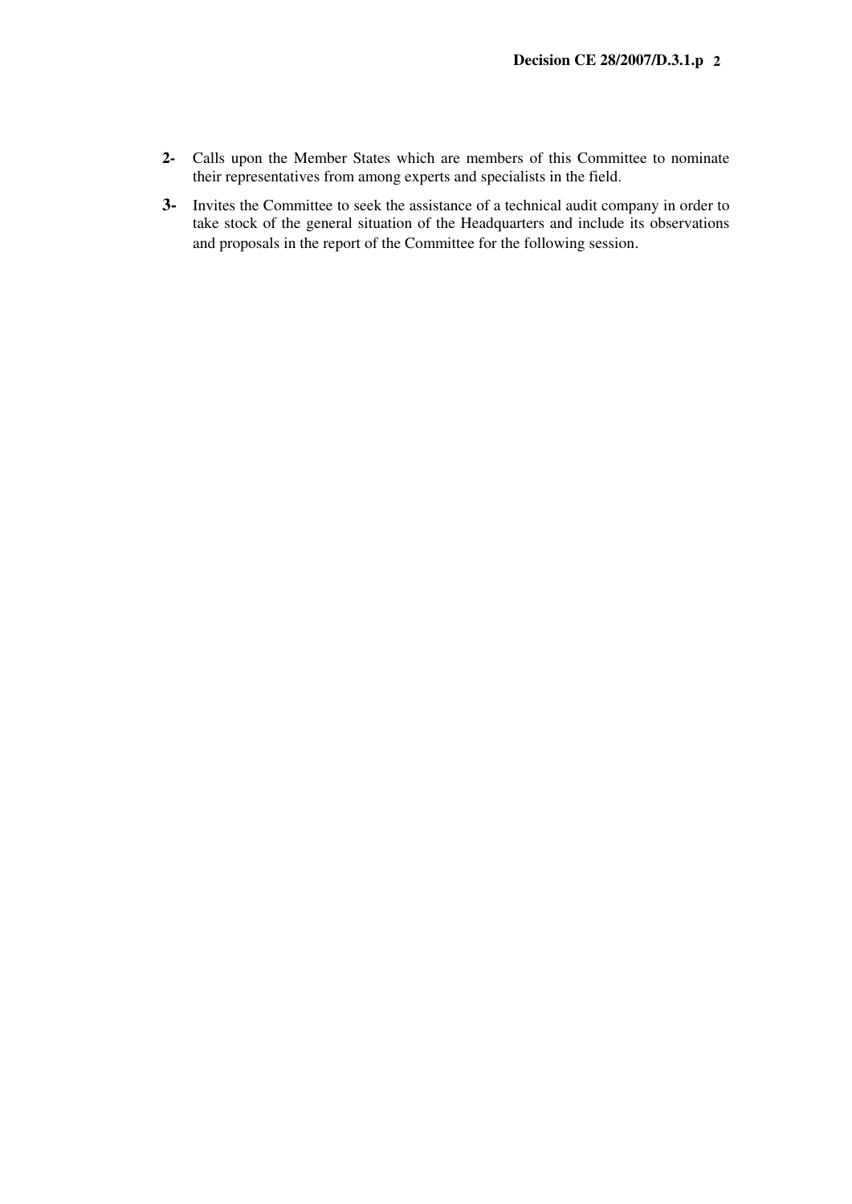**2-** Calls upon the Member States which are members of this Committee to nominate their representatives from among experts and specialists in the field.

**3-** Invites the Committee to seek the assistance of a technical audit company in order to take stock of the general situation of the Headquarters and include its observations and proposals in the report of the Committee for the following session.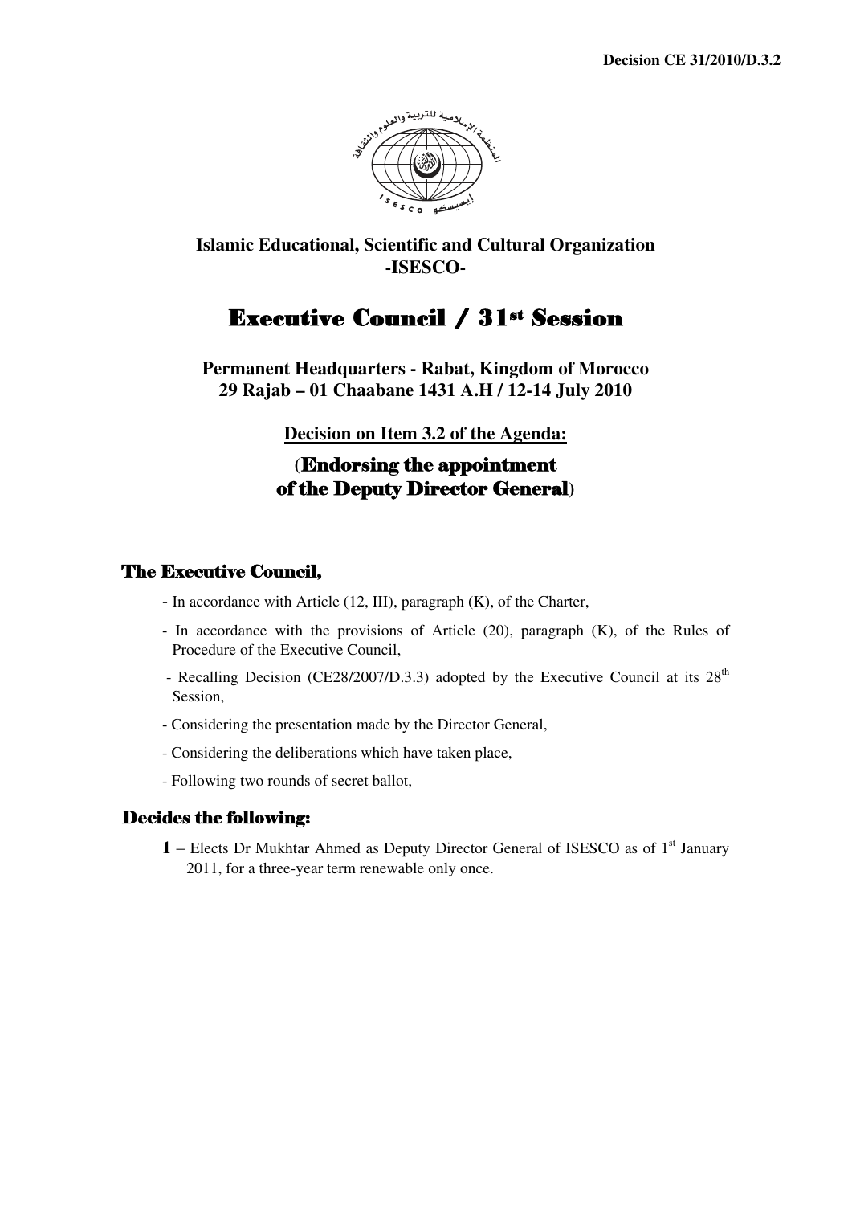Decision CE 31/2010/D.3.2

**Islamic Educational, Scientific and Cultural Organization**
**-ISESCO-**

# Executive Council / 31st Session

**Permanent Headquarters - Rabat, Kingdom of Morocco**
**29 Rajab – 01 Chaabane 1431 A.H / 12-14 July 2010**

**Decision on Item 3.2 of the Agenda:**

## (Endorsing the appointment of the Deputy Director General)

### The Executive Council,

- In accordance with Article (12, III), paragraph (K), of the Charter,
- In accordance with the provisions of Article (20), paragraph (K), of the Rules of Procedure of the Executive Council,
- Recalling Decision (CE28/2007/D.3.3) adopted by the Executive Council at its 28th Session,
- Considering the presentation made by the Director General,
- Considering the deliberations which have taken place,
- Following two rounds of secret ballot,

### Decides the following:

**1** – Elects Dr Mukhtar Ahmed as Deputy Director General of ISESCO as of 1st January 2011, for a three-year term renewable only once.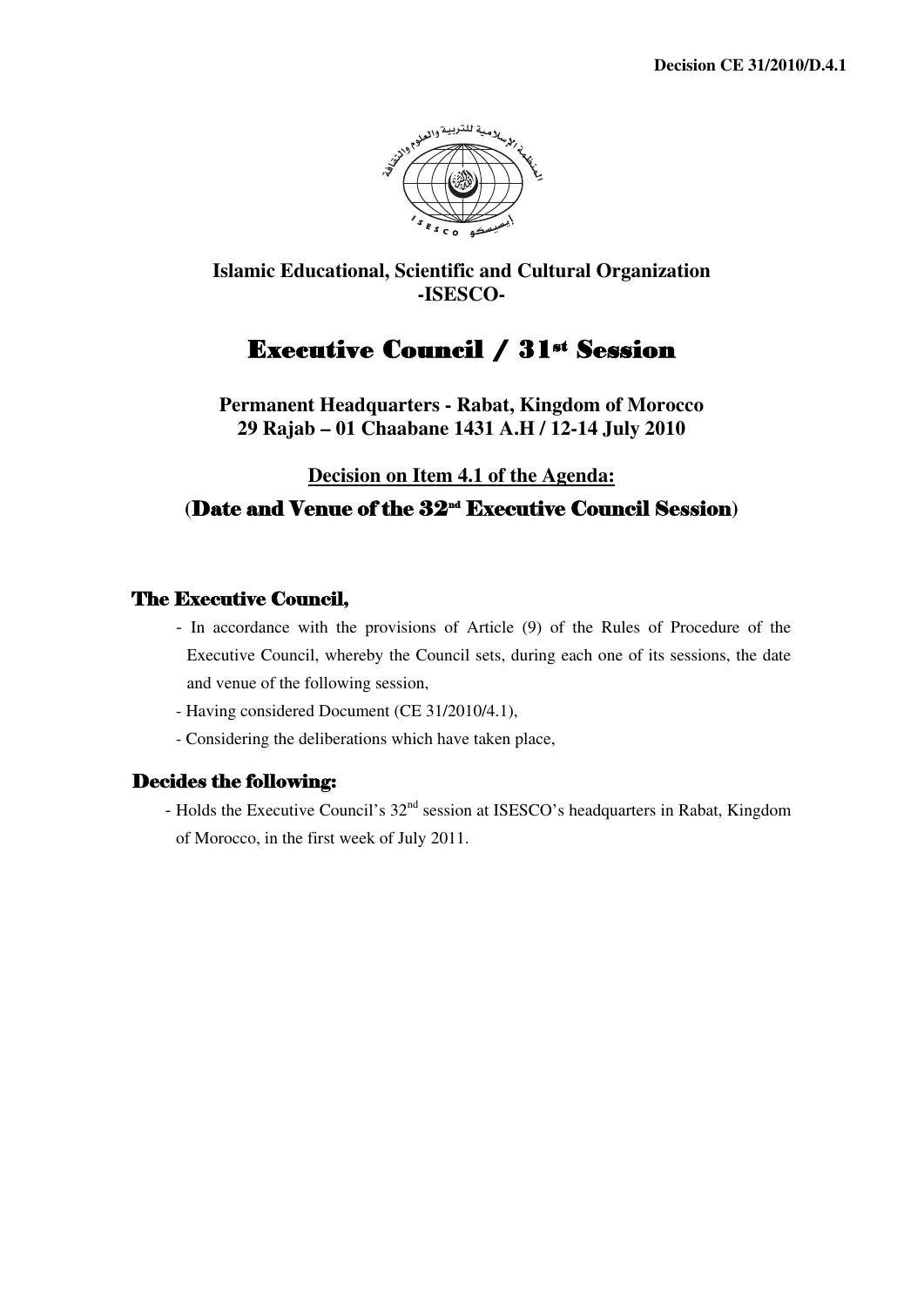Decision CE 31/2010/D.4.1

**Islamic Educational, Scientific and Cultural Organization**
**-ISESCO-**

# Executive Council / 31st Session

**Permanent Headquarters - Rabat, Kingdom of Morocco**
**29 Rajab – 01 Chaabane 1431 A.H / 12-14 July 2010**

**Decision on Item 4.1 of the Agenda:**

## (Date and Venue of the 32nd Executive Council Session)

### The Executive Council,

- In accordance with the provisions of Article (9) of the Rules of Procedure of the Executive Council, whereby the Council sets, during each one of its sessions, the date and venue of the following session,
- Having considered Document (CE 31/2010/4.1),
- Considering the deliberations which have taken place,

### Decides the following:

- Holds the Executive Council's 32nd session at ISESCO's headquarters in Rabat, Kingdom of Morocco, in the first week of July 2011.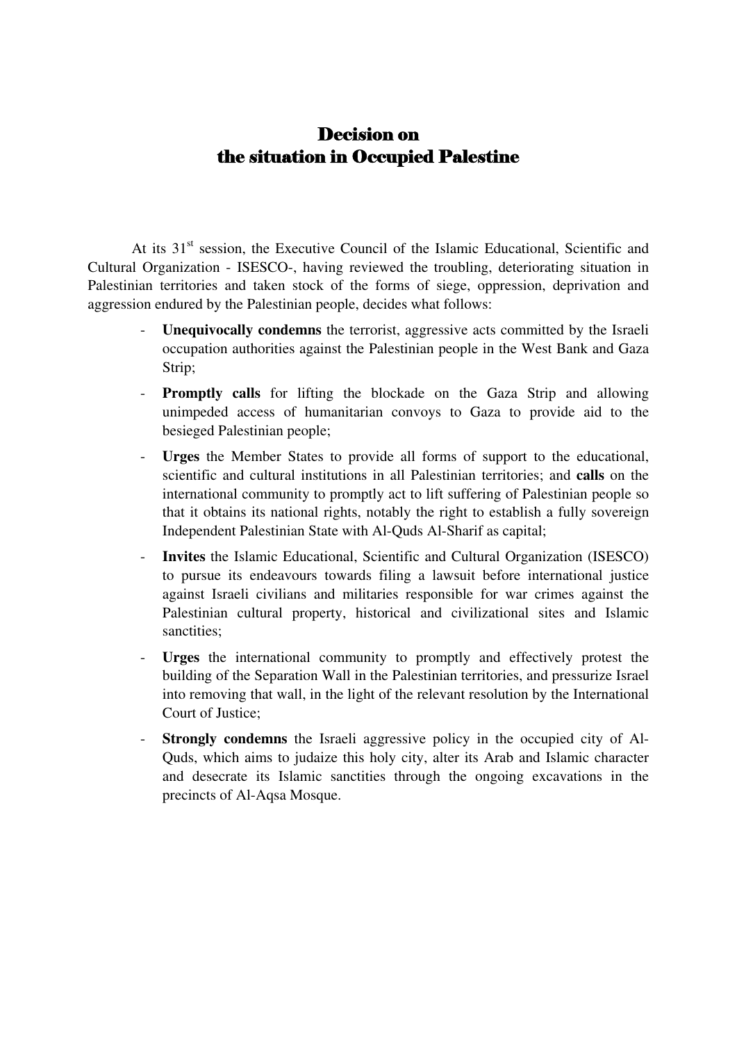# Decision on the situation in Occupied Palestine

At its 31st session, the Executive Council of the Islamic Educational, Scientific and Cultural Organization - ISESCO-, having reviewed the troubling, deteriorating situation in Palestinian territories and taken stock of the forms of siege, oppression, deprivation and aggression endured by the Palestinian people, decides what follows:

- **Unequivocally condemns** the terrorist, aggressive acts committed by the Israeli occupation authorities against the Palestinian people in the West Bank and Gaza Strip;
- **Promptly calls** for lifting the blockade on the Gaza Strip and allowing unimpeded access of humanitarian convoys to Gaza to provide aid to the besieged Palestinian people;
- **Urges** the Member States to provide all forms of support to the educational, scientific and cultural institutions in all Palestinian territories; and **calls** on the international community to promptly act to lift suffering of Palestinian people so that it obtains its national rights, notably the right to establish a fully sovereign Independent Palestinian State with Al-Quds Al-Sharif as capital;
- **Invites** the Islamic Educational, Scientific and Cultural Organization (ISESCO) to pursue its endeavours towards filing a lawsuit before international justice against Israeli civilians and militaries responsible for war crimes against the Palestinian cultural property, historical and civilizational sites and Islamic sanctities;
- **Urges** the international community to promptly and effectively protest the building of the Separation Wall in the Palestinian territories, and pressurize Israel into removing that wall, in the light of the relevant resolution by the International Court of Justice;
- **Strongly condemns** the Israeli aggressive policy in the occupied city of Al-Quds, which aims to judaize this holy city, alter its Arab and Islamic character and desecrate its Islamic sanctities through the ongoing excavations in the precincts of Al-Aqsa Mosque.